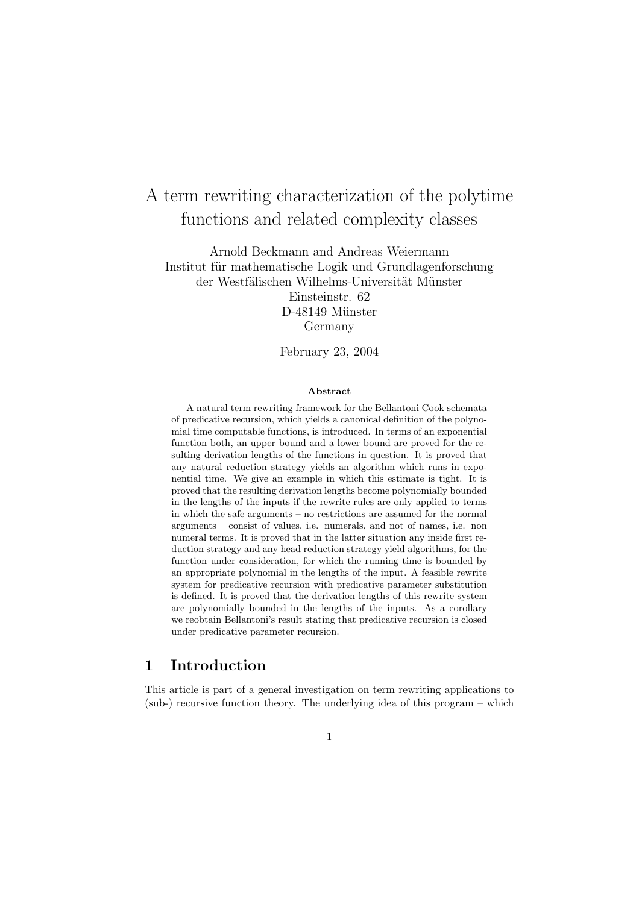# A term rewriting characterization of the polytime functions and related complexity classes

Arnold Beckmann and Andreas Weiermann
Institut für mathematische Logik und Grundlagenforschung
der Westfälischen Wilhelms-Universität Münster
Einsteinstr. 62
D-48149 Münster
Germany

February 23, 2004

**Abstract**

A natural term rewriting framework for the Bellantoni Cook schemata of predicative recursion, which yields a canonical definition of the polynomial time computable functions, is introduced. In terms of an exponential function both, an upper bound and a lower bound are proved for the resulting derivation lengths of the functions in question. It is proved that any natural reduction strategy yields an algorithm which runs in exponential time. We give an example in which this estimate is tight. It is proved that the resulting derivation lengths become polynomially bounded in the lengths of the inputs if the rewrite rules are only applied to terms in which the safe arguments – no restrictions are assumed for the normal arguments – consist of values, i.e. numerals, and not of names, i.e. non numeral terms. It is proved that in the latter situation any inside first reduction strategy and any head reduction strategy yield algorithms, for the function under consideration, for which the running time is bounded by an appropriate polynomial in the lengths of the input. A feasible rewrite system for predicative recursion with predicative parameter substitution is defined. It is proved that the derivation lengths of this rewrite system are polynomially bounded in the lengths of the inputs. As a corollary we reobtain Bellantoni's result stating that predicative recursion is closed under predicative parameter recursion.

## 1 Introduction

This article is part of a general investigation on term rewriting applications to (sub-) recursive function theory. The underlying idea of this program – which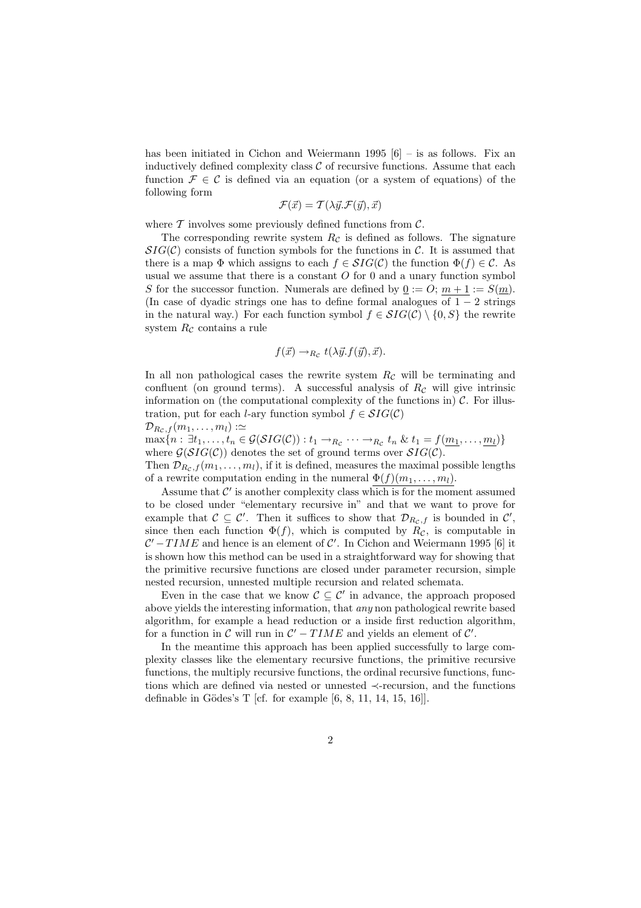has been initiated in Cichon and Weiermann 1995 [6] – is as follows. Fix an inductively defined complexity class $\mathcal{C}$ of recursive functions. Assume that each function $\mathcal{F} \in \mathcal{C}$ is defined via an equation (or a system of equations) of the following form

$$\mathcal{F}(\vec{x}) = \mathcal{T}(\lambda \vec{y}.\mathcal{F}(\vec{y}), \vec{x})$$

where $\mathcal{T}$ involves some previously defined functions from $\mathcal{C}$.

The corresponding rewrite system $R_{\mathcal{C}}$ is defined as follows. The signature $\mathcal{SIG}(\mathcal{C})$ consists of function symbols for the functions in $\mathcal{C}$. It is assumed that there is a map $\Phi$ which assigns to each $f \in \mathcal{SIG}(\mathcal{C})$ the function $\Phi(f) \in \mathcal{C}$. As usual we assume that there is a constant $O$ for 0 and a unary function symbol $S$ for the successor function. Numerals are defined by $\underline{0} := O$; $\underline{m+1} := S(\underline{m})$. (In case of dyadic strings one has to define formal analogues of $1-2$ strings in the natural way.) For each function symbol $f \in \mathcal{SIG}(\mathcal{C}) \setminus \{0, S\}$ the rewrite system $R_{\mathcal{C}}$ contains a rule

$$f(\vec{x}) \rightarrow_{R_{\mathcal{C}}} t(\lambda \vec{y}.f(\vec{y}), \vec{x}).$$

In all non pathological cases the rewrite system $R_{\mathcal{C}}$ will be terminating and confluent (on ground terms). A successful analysis of $R_{\mathcal{C}}$ will give intrinsic information on (the computational complexity of the functions in) $\mathcal{C}$. For illustration, put for each $l$-ary function symbol $f \in \mathcal{SIG}(\mathcal{C})$
$\mathcal{D}_{R_{\mathcal{C}},f}(m_1, \ldots, m_l) :\simeq$
$\max\{n : \exists t_1, \ldots, t_n \in \mathcal{G}(\mathcal{SIG}(\mathcal{C})) : t_1 \rightarrow_{R_{\mathcal{C}}} \cdots \rightarrow_{R_{\mathcal{C}}} t_n \;\&\; t_1 = f(\underline{m_1}, \ldots, \underline{m_l})\}$
where $\mathcal{G}(\mathcal{SIG}(\mathcal{C}))$ denotes the set of ground terms over $\mathcal{SIG}(\mathcal{C})$.
Then $\mathcal{D}_{R_{\mathcal{C}},f}(m_1, \ldots, m_l)$, if it is defined, measures the maximal possible lengths of a rewrite computation ending in the numeral $\underline{\Phi(f)(m_1, \ldots, m_l)}$.

Assume that $\mathcal{C}'$ is another complexity class which is for the moment assumed to be closed under "elementary recursive in" and that we want to prove for example that $\mathcal{C} \subseteq \mathcal{C}'$. Then it suffices to show that $\mathcal{D}_{R_{\mathcal{C}},f}$ is bounded in $\mathcal{C}'$, since then each function $\Phi(f)$, which is computed by $R_{\mathcal{C}}$, is computable in $\mathcal{C}' - TIME$ and hence is an element of $\mathcal{C}'$. In Cichon and Weiermann 1995 [6] it is shown how this method can be used in a straightforward way for showing that the primitive recursive functions are closed under parameter recursion, simple nested recursion, unnested multiple recursion and related schemata.

Even in the case that we know $\mathcal{C} \subseteq \mathcal{C}'$ in advance, the approach proposed above yields the interesting information, that *any* non pathological rewrite based algorithm, for example a head reduction or a inside first reduction algorithm, for a function in $\mathcal{C}$ will run in $\mathcal{C}' - TIME$ and yields an element of $\mathcal{C}'$.

In the meantime this approach has been applied successfully to large complexity classes like the elementary recursive functions, the primitive recursive functions, the multiply recursive functions, the ordinal recursive functions, functions which are defined via nested or unnested $\prec$-recursion, and the functions definable in Gödes's T [cf. for example [6, 8, 11, 14, 15, 16]].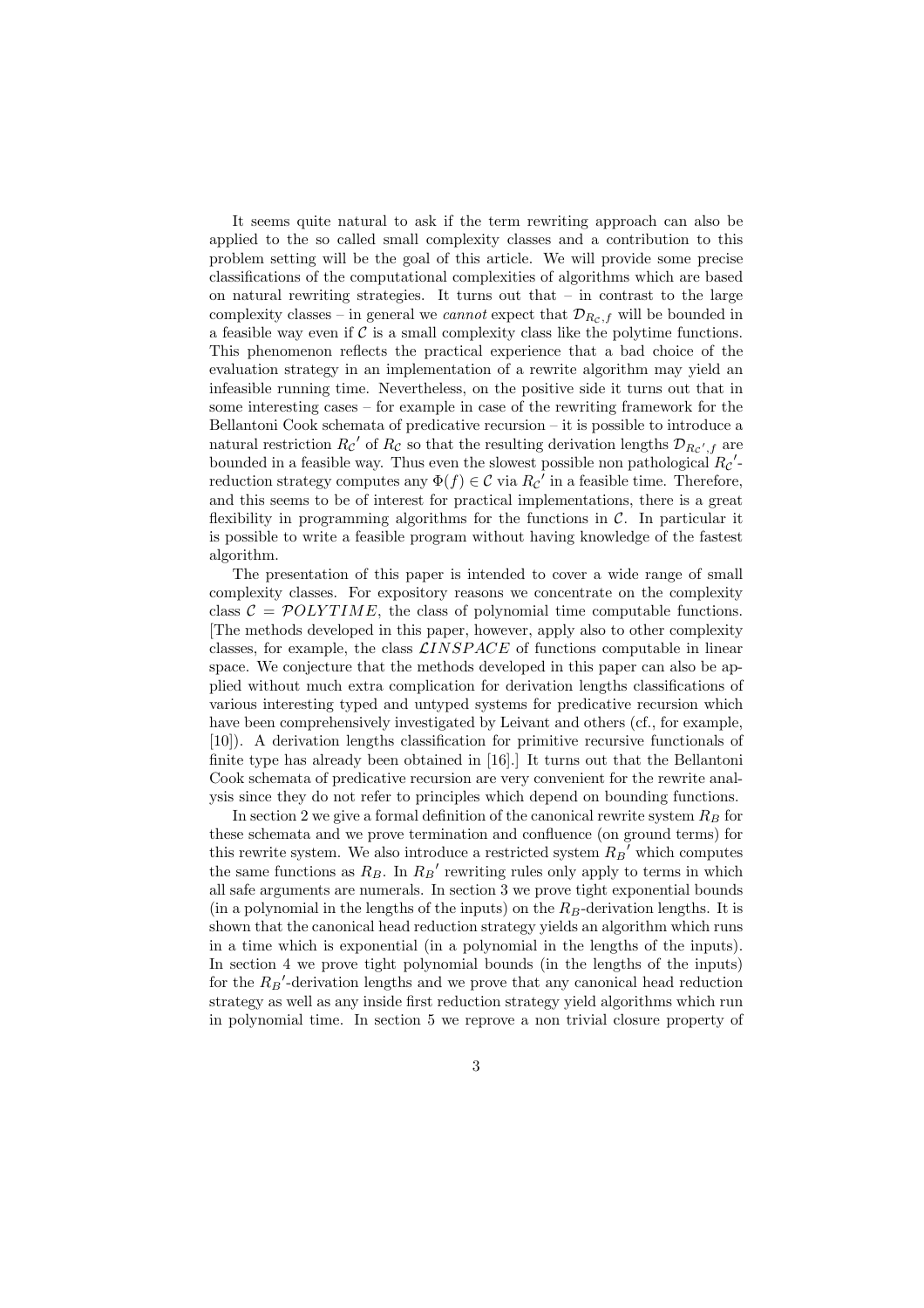It seems quite natural to ask if the term rewriting approach can also be applied to the so called small complexity classes and a contribution to this problem setting will be the goal of this article. We will provide some precise classifications of the computational complexities of algorithms which are based on natural rewriting strategies. It turns out that – in contrast to the large complexity classes – in general we *cannot* expect that $\mathcal{D}_{R_{\mathcal{C}},f}$ will be bounded in a feasible way even if $\mathcal{C}$ is a small complexity class like the polytime functions. This phenomenon reflects the practical experience that a bad choice of the evaluation strategy in an implementation of a rewrite algorithm may yield an infeasible running time. Nevertheless, on the positive side it turns out that in some interesting cases – for example in case of the rewriting framework for the Bellantoni Cook schemata of predicative recursion – it is possible to introduce a natural restriction ${R_{\mathcal{C}}}'$ of $R_{\mathcal{C}}$ so that the resulting derivation lengths $\mathcal{D}_{R_{\mathcal{C}}',f}$ are bounded in a feasible way. Thus even the slowest possible non pathological ${R_{\mathcal{C}}}'$-reduction strategy computes any $\Phi(f) \in \mathcal{C}$ via ${R_{\mathcal{C}}}'$ in a feasible time. Therefore, and this seems to be of interest for practical implementations, there is a great flexibility in programming algorithms for the functions in $\mathcal{C}$. In particular it is possible to write a feasible program without having knowledge of the fastest algorithm.

The presentation of this paper is intended to cover a wide range of small complexity classes. For expository reasons we concentrate on the complexity class $\mathcal{C} = \mathcal{POLYTIME}$, the class of polynomial time computable functions. [The methods developed in this paper, however, apply also to other complexity classes, for example, the class $\mathcal{LINSPACE}$ of functions computable in linear space. We conjecture that the methods developed in this paper can also be applied without much extra complication for derivation lengths classifications of various interesting typed and untyped systems for predicative recursion which have been comprehensively investigated by Leivant and others (cf., for example, [10]). A derivation lengths classification for primitive recursive functionals of finite type has already been obtained in [16].] It turns out that the Bellantoni Cook schemata of predicative recursion are very convenient for the rewrite analysis since they do not refer to principles which depend on bounding functions.

In section 2 we give a formal definition of the canonical rewrite system $R_B$ for these schemata and we prove termination and confluence (on ground terms) for this rewrite system. We also introduce a restricted system ${R_B}'$ which computes the same functions as $R_B$. In ${R_B}'$ rewriting rules only apply to terms in which all safe arguments are numerals. In section 3 we prove tight exponential bounds (in a polynomial in the lengths of the inputs) on the $R_B$-derivation lengths. It is shown that the canonical head reduction strategy yields an algorithm which runs in a time which is exponential (in a polynomial in the lengths of the inputs). In section 4 we prove tight polynomial bounds (in the lengths of the inputs) for the ${R_B}'$-derivation lengths and we prove that any canonical head reduction strategy as well as any inside first reduction strategy yield algorithms which run in polynomial time. In section 5 we reprove a non trivial closure property of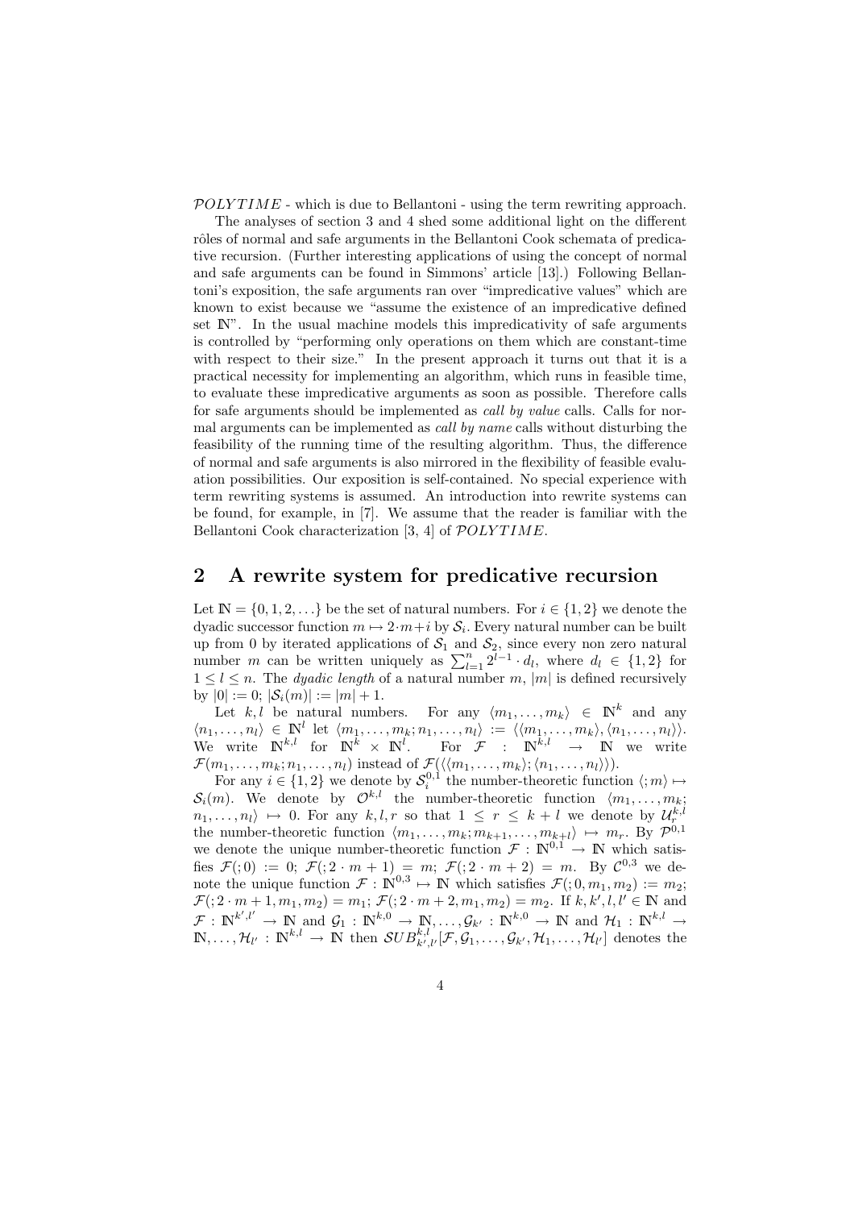$\mathcal{POLYTIME}$ - which is due to Bellantoni - using the term rewriting approach.

The analyses of section 3 and 4 shed some additional light on the different rôles of normal and safe arguments in the Bellantoni Cook schemata of predicative recursion. (Further interesting applications of using the concept of normal and safe arguments can be found in Simmons' article [13].) Following Bellantoni's exposition, the safe arguments ran over "impredicative values" which are known to exist because we "assume the existence of an impredicative defined set $\mathbb{N}$". In the usual machine models this impredicativity of safe arguments is controlled by "performing only operations on them which are constant-time with respect to their size." In the present approach it turns out that it is a practical necessity for implementing an algorithm, which runs in feasible time, to evaluate these impredicative arguments as soon as possible. Therefore calls for safe arguments should be implemented as *call by value* calls. Calls for normal arguments can be implemented as *call by name* calls without disturbing the feasibility of the running time of the resulting algorithm. Thus, the difference of normal and safe arguments is also mirrored in the flexibility of feasible evaluation possibilities. Our exposition is self-contained. No special experience with term rewriting systems is assumed. An introduction into rewrite systems can be found, for example, in [7]. We assume that the reader is familiar with the Bellantoni Cook characterization [3, 4] of $\mathcal{POLYTIME}$.

## 2 A rewrite system for predicative recursion

Let $\mathbb{N} = \{0, 1, 2, \ldots\}$ be the set of natural numbers. For $i \in \{1, 2\}$ we denote the dyadic successor function $m \mapsto 2 \cdot m + i$ by $\mathcal{S}_i$. Every natural number can be built up from 0 by iterated applications of $\mathcal{S}_1$ and $\mathcal{S}_2$, since every non zero natural number $m$ can be written uniquely as $\sum_{l=1}^{n} 2^{l-1} \cdot d_l$, where $d_l \in \{1, 2\}$ for $1 \leq l \leq n$. The *dyadic length* of a natural number $m$, $|m|$ is defined recursively by $|0| := 0$; $|\mathcal{S}_i(m)| := |m| + 1$.

Let $k, l$ be natural numbers. For any $\langle m_1, \ldots, m_k \rangle \in \mathbb{N}^k$ and any $\langle n_1, \ldots, n_l \rangle \in \mathbb{N}^l$ let $\langle m_1, \ldots, m_k; n_1, \ldots, n_l \rangle := \langle \langle m_1, \ldots, m_k \rangle, \langle n_1, \ldots, n_l \rangle \rangle$. We write $\mathbb{N}^{k,l}$ for $\mathbb{N}^k \times \mathbb{N}^l$. For $\mathcal{F} : \mathbb{N}^{k,l} \to \mathbb{N}$ we write $\mathcal{F}(m_1, \ldots, m_k; n_1, \ldots, n_l)$ instead of $\mathcal{F}(\langle \langle m_1, \ldots, m_k \rangle; \langle n_1, \ldots, n_l \rangle \rangle)$.

For any $i \in \{1, 2\}$ we denote by $\mathcal{S}_i^{0,1}$ the number-theoretic function $\langle ; m \rangle \mapsto \mathcal{S}_i(m)$. We denote by $\mathcal{O}^{k,l}$ the number-theoretic function $\langle m_1, \ldots, m_k; n_1, \ldots, n_l \rangle \mapsto 0$. For any $k, l, r$ so that $1 \leq r \leq k + l$ we denote by $\mathcal{U}_r^{k,l}$ the number-theoretic function $\langle m_1, \ldots, m_k; m_{k+1}, \ldots, m_{k+l} \rangle \mapsto m_r$. By $\mathcal{P}^{0,1}$ we denote the unique number-theoretic function $\mathcal{F} : \mathbb{N}^{0,1} \to \mathbb{N}$ which satisfies $\mathcal{F}(;0) := 0$; $\mathcal{F}(; 2 \cdot m + 1) = m$; $\mathcal{F}(; 2 \cdot m + 2) = m$. By $\mathcal{C}^{0,3}$ we denote the unique function $\mathcal{F} : \mathbb{N}^{0,3} \mapsto \mathbb{N}$ which satisfies $\mathcal{F}(; 0, m_1, m_2) := m_2$; $\mathcal{F}(; 2 \cdot m + 1, m_1, m_2) = m_1$; $\mathcal{F}(; 2 \cdot m + 2, m_1, m_2) = m_2$. If $k, k', l, l' \in \mathbb{N}$ and $\mathcal{F} : \mathbb{N}^{k',l'} \to \mathbb{N}$ and $\mathcal{G}_1 : \mathbb{N}^{k,0} \to \mathbb{N}, \ldots, \mathcal{G}_{k'} : \mathbb{N}^{k,0} \to \mathbb{N}$ and $\mathcal{H}_1 : \mathbb{N}^{k,l} \to \mathbb{N}, \ldots, \mathcal{H}_{l'} : \mathbb{N}^{k,l} \to \mathbb{N}$ then $\mathcal{SUB}_{k',l'}^{k,l}[\mathcal{F}, \mathcal{G}_1, \ldots, \mathcal{G}_{k'}, \mathcal{H}_1, \ldots, \mathcal{H}_{l'}]$ denotes the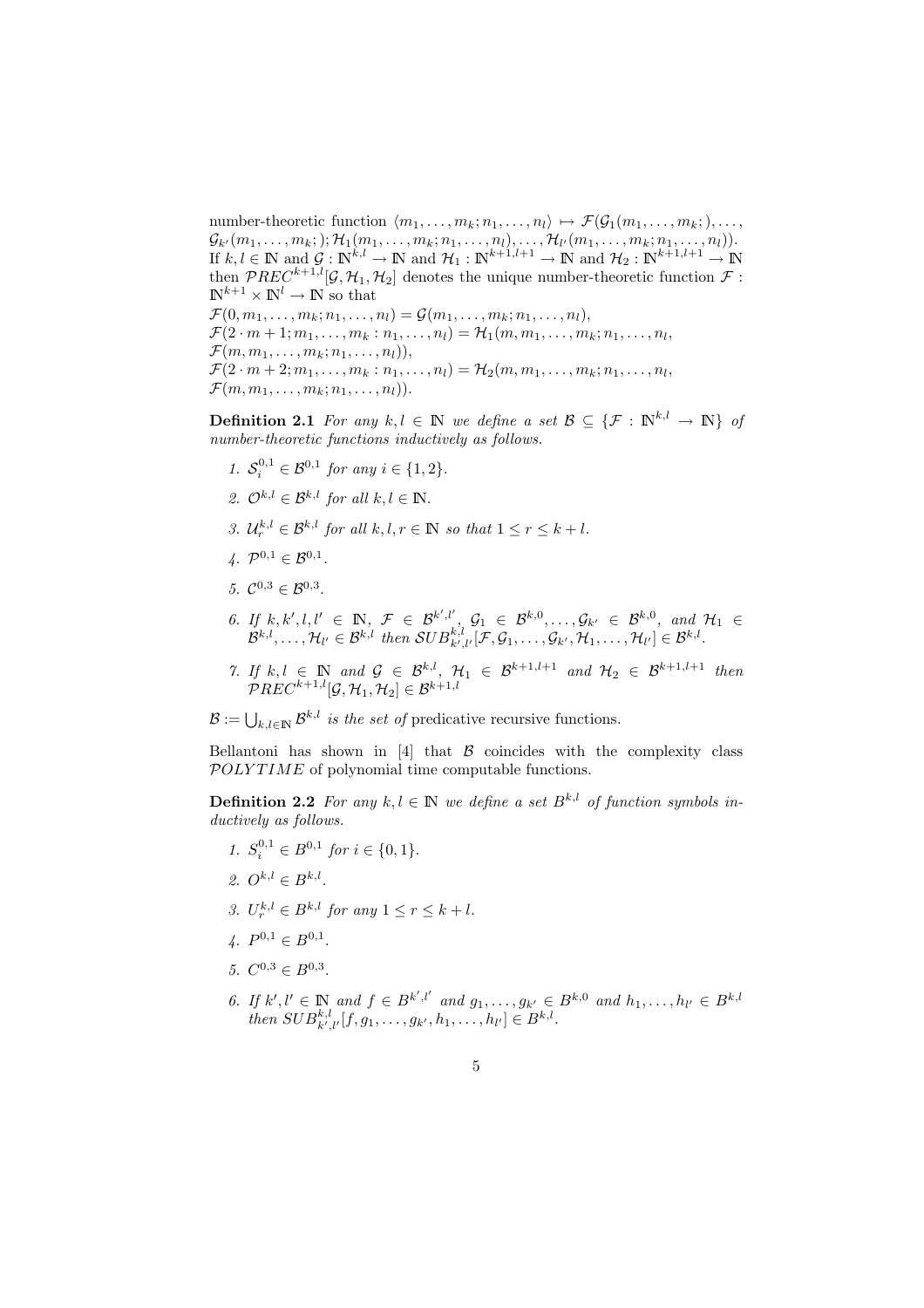number-theoretic function $\langle m_1, \ldots, m_k; n_1, \ldots, n_l\rangle \mapsto \mathcal{F}(\mathcal{G}_1(m_1, \ldots, m_k;), \ldots, \mathcal{G}_{k'}(m_1, \ldots, m_k;); \mathcal{H}_1(m_1, \ldots, m_k; n_1, \ldots, n_l), \ldots, \mathcal{H}_{l'}(m_1, \ldots, m_k; n_1, \ldots, n_l))$.
If $k, l \in \mathbb{N}$ and $\mathcal{G} : \mathbb{N}^{k,l} \to \mathbb{N}$ and $\mathcal{H}_1 : \mathbb{N}^{k+1,l+1} \to \mathbb{N}$ and $\mathcal{H}_2 : \mathbb{N}^{k+1,l+1} \to \mathbb{N}$ then $\mathcal{PREC}^{k+1,l}[\mathcal{G}, \mathcal{H}_1, \mathcal{H}_2]$ denotes the unique number-theoretic function $\mathcal{F} : \mathbb{N}^{k+1} \times \mathbb{N}^l \to \mathbb{N}$ so that
$\mathcal{F}(0, m_1, \ldots, m_k; n_1, \ldots, n_l) = \mathcal{G}(m_1, \ldots, m_k; n_1, \ldots, n_l)$,
$\mathcal{F}(2 \cdot m + 1; m_1, \ldots, m_k : n_1, \ldots, n_l) = \mathcal{H}_1(m, m_1, \ldots, m_k; n_1, \ldots, n_l,$
$\mathcal{F}(m, m_1, \ldots, m_k; n_1, \ldots, n_l))$,
$\mathcal{F}(2 \cdot m + 2; m_1, \ldots, m_k : n_1, \ldots, n_l) = \mathcal{H}_2(m, m_1, \ldots, m_k; n_1, \ldots, n_l,$
$\mathcal{F}(m, m_1, \ldots, m_k; n_1, \ldots, n_l))$.

**Definition 2.1** *For any $k, l \in \mathbb{N}$ we define a set $\mathcal{B} \subseteq \{\mathcal{F} : \mathbb{N}^{k,l} \to \mathbb{N}\}$ of number-theoretic functions inductively as follows.*

1. *$\mathcal{S}_i^{0,1} \in \mathcal{B}^{0,1}$ for any $i \in \{1, 2\}$.*
2. *$\mathcal{O}^{k,l} \in \mathcal{B}^{k,l}$ for all $k, l \in \mathbb{N}$.*
3. *$\mathcal{U}_r^{k,l} \in \mathcal{B}^{k,l}$ for all $k, l, r \in \mathbb{N}$ so that $1 \leq r \leq k + l$.*
4. *$\mathcal{P}^{0,1} \in \mathcal{B}^{0,1}$.*
5. *$\mathcal{C}^{0,3} \in \mathcal{B}^{0,3}$.*
6. *If $k, k', l, l' \in \mathbb{N}$, $\mathcal{F} \in \mathcal{B}^{k',l'}$, $\mathcal{G}_1 \in \mathcal{B}^{k,0}, \ldots, \mathcal{G}_{k'} \in \mathcal{B}^{k,0}$, and $\mathcal{H}_1 \in \mathcal{B}^{k,l}, \ldots, \mathcal{H}_{l'} \in \mathcal{B}^{k,l}$ then $\mathcal{SUB}_{k',l'}^{k,l}[\mathcal{F}, \mathcal{G}_1, \ldots, \mathcal{G}_{k'}, \mathcal{H}_1, \ldots, \mathcal{H}_{l'}] \in \mathcal{B}^{k,l}$.*
7. *If $k, l \in \mathbb{N}$ and $\mathcal{G} \in \mathcal{B}^{k,l}$, $\mathcal{H}_1 \in \mathcal{B}^{k+1,l+1}$ and $\mathcal{H}_2 \in \mathcal{B}^{k+1,l+1}$ then $\mathcal{PREC}^{k+1,l}[\mathcal{G}, \mathcal{H}_1, \mathcal{H}_2] \in \mathcal{B}^{k+1,l}$*

*$\mathcal{B} := \bigcup_{k,l \in \mathbb{N}} \mathcal{B}^{k,l}$ is the set of* predicative recursive functions*.*

Bellantoni has shown in [4] that $\mathcal{B}$ coincides with the complexity class $\mathcal{POLYTIME}$ of polynomial time computable functions.

**Definition 2.2** *For any $k, l \in \mathbb{N}$ we define a set $B^{k,l}$ of function symbols inductively as follows.*

1. *$S_i^{0,1} \in B^{0,1}$ for $i \in \{0, 1\}$.*
2. *$O^{k,l} \in B^{k,l}$.*
3. *$U_r^{k,l} \in B^{k,l}$ for any $1 \leq r \leq k + l$.*
4. *$P^{0,1} \in B^{0,1}$.*
5. *$C^{0,3} \in B^{0,3}$.*
6. *If $k', l' \in \mathbb{N}$ and $f \in B^{k',l'}$ and $g_1, \ldots, g_{k'} \in B^{k,0}$ and $h_1, \ldots, h_{l'} \in B^{k,l}$ then $SUB_{k',l'}^{k,l}[f, g_1, \ldots, g_{k'}, h_1, \ldots, h_{l'}] \in B^{k,l}$.*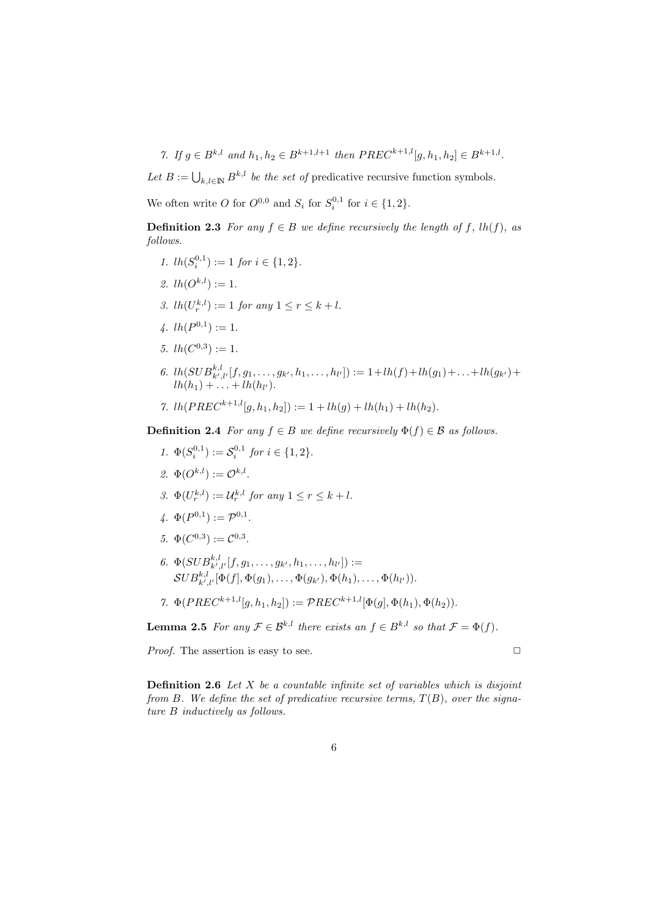7. *If* $g \in B^{k,l}$ *and* $h_1, h_2 \in B^{k+1,l+1}$ *then* $PREC^{k+1,l}[g, h_1, h_2] \in B^{k+1,l}$.

*Let* $B := \bigcup_{k,l \in \mathbb{N}} B^{k,l}$ *be the set of* predicative recursive function symbols.

We often write $O$ for $O^{0,0}$ and $S_i$ for $S_i^{0,1}$ for $i \in \{1, 2\}$.

**Definition 2.3** *For any* $f \in B$ *we define recursively the length of* $f$*,* $lh(f)$*, as follows.*

1. $lh(S_i^{0,1}) := 1$ *for* $i \in \{1, 2\}$.
2. $lh(O^{k,l}) := 1$.
3. $lh(U_r^{k,l}) := 1$ *for any* $1 \le r \le k + l$.
4. $lh(P^{0,1}) := 1$.
5. $lh(C^{0,3}) := 1$.
6. $lh(SUB_{k',l'}^{k,l}[f, g_1, \ldots, g_{k'}, h_1, \ldots, h_{l'}]) := 1 + lh(f) + lh(g_1) + \ldots + lh(g_{k'}) + lh(h_1) + \ldots + lh(h_{l'})$.
7. $lh(PREC^{k+1,l}[g, h_1, h_2]) := 1 + lh(g) + lh(h_1) + lh(h_2)$.

**Definition 2.4** *For any* $f \in B$ *we define recursively* $\Phi(f) \in \mathcal{B}$ *as follows.*

1. $\Phi(S_i^{0,1}) := \mathcal{S}_i^{0,1}$ *for* $i \in \{1, 2\}$.
2. $\Phi(O^{k,l}) := \mathcal{O}^{k,l}$.
3. $\Phi(U_r^{k,l}) := \mathcal{U}_r^{k,l}$ *for any* $1 \le r \le k + l$.
4. $\Phi(P^{0,1}) := \mathcal{P}^{0,1}$.
5. $\Phi(C^{0,3}) := \mathcal{C}^{0,3}$.
6. $\Phi(SUB_{k',l'}^{k,l}[f, g_1, \ldots, g_{k'}, h_1, \ldots, h_{l'}]) :=$
   $\mathcal{SUB}_{k',l'}^{k,l}[\Phi(f), \Phi(g_1), \ldots, \Phi(g_{k'}), \Phi(h_1), \ldots, \Phi(h_{l'})]$.
7. $\Phi(PREC^{k+1,l}[g, h_1, h_2]) := \mathcal{PREC}^{k+1,l}[\Phi(g), \Phi(h_1), \Phi(h_2)]$.

**Lemma 2.5** *For any* $\mathcal{F} \in \mathcal{B}^{k,l}$ *there exists an* $f \in B^{k,l}$ *so that* $\mathcal{F} = \Phi(f)$.

*Proof.* The assertion is easy to see. □

**Definition 2.6** *Let* $X$ *be a countable infinite set of variables which is disjoint from* $B$*. We define the set of predicative recursive terms,* $T(B)$*, over the signature* $B$ *inductively as follows.*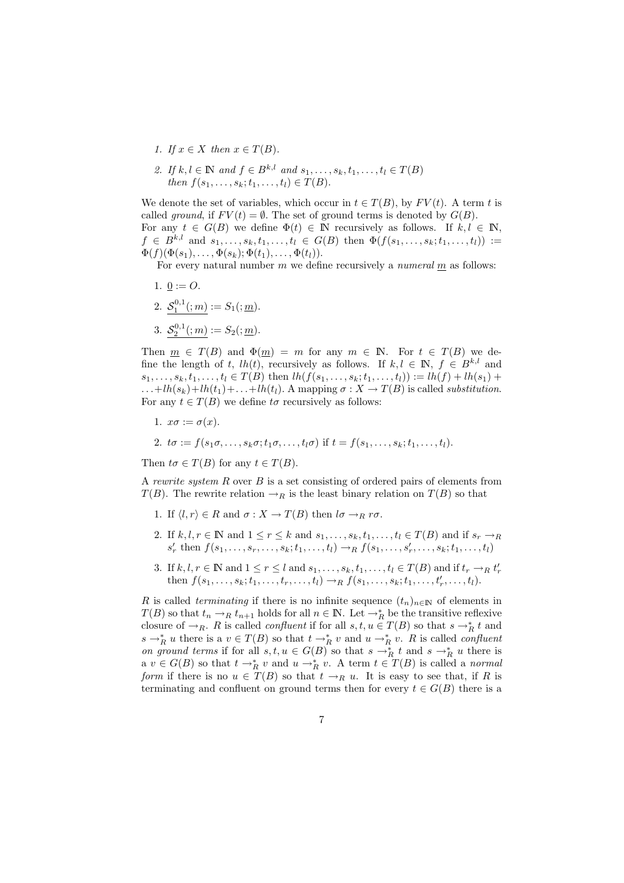1. *If $x \in X$ then $x \in T(B)$.*

2. *If $k, l \in \mathbb{N}$ and $f \in B^{k,l}$ and $s_1, \ldots, s_k, t_1, \ldots, t_l \in T(B)$ then $f(s_1, \ldots, s_k; t_1, \ldots, t_l) \in T(B)$.*

We denote the set of variables, which occur in $t \in T(B)$, by $FV(t)$. A term $t$ is called *ground*, if $FV(t) = \emptyset$. The set of ground terms is denoted by $G(B)$.
For any $t \in G(B)$ we define $\Phi(t) \in \mathbb{N}$ recursively as follows. If $k, l \in \mathbb{N}$, $f \in B^{k,l}$ and $s_1, \ldots, s_k, t_1, \ldots, t_l \in G(B)$ then $\Phi(f(s_1, \ldots, s_k; t_1, \ldots, t_l)) := \Phi(f)(\Phi(s_1), \ldots, \Phi(s_k); \Phi(t_1), \ldots, \Phi(t_l))$.

For every natural number $m$ we define recursively a *numeral* $\underline{m}$ as follows:

1. $\underline{0} := O$.

2. $\underline{\mathcal{S}_1^{0,1}(;m)} := S_1(;\underline{m})$.

3. $\underline{\mathcal{S}_2^{0,1}(;m)} := S_2(;\underline{m})$.

Then $\underline{m} \in T(B)$ and $\Phi(\underline{m}) = m$ for any $m \in \mathbb{N}$. For $t \in T(B)$ we define the length of $t$, $lh(t)$, recursively as follows. If $k, l \in \mathbb{N}$, $f \in B^{k,l}$ and $s_1, \ldots, s_k, t_1, \ldots, t_l \in T(B)$ then $lh(f(s_1, \ldots, s_k; t_1, \ldots, t_l)) := lh(f) + lh(s_1) + \ldots + lh(s_k) + lh(t_1) + \ldots + lh(t_l)$. A mapping $\sigma : X \to T(B)$ is called *substitution*. For any $t \in T(B)$ we define $t\sigma$ recursively as follows:

1. $x\sigma := \sigma(x)$.

2. $t\sigma := f(s_1\sigma, \ldots, s_k\sigma; t_1\sigma, \ldots, t_l\sigma)$ if $t = f(s_1, \ldots, s_k; t_1, \ldots, t_l)$.

Then $t\sigma \in T(B)$ for any $t \in T(B)$.

A *rewrite system* $R$ over $B$ is a set consisting of ordered pairs of elements from $T(B)$. The rewrite relation $\to_R$ is the least binary relation on $T(B)$ so that

1. If $\langle l, r \rangle \in R$ and $\sigma : X \to T(B)$ then $l\sigma \to_R r\sigma$.

2. If $k, l, r \in \mathbb{N}$ and $1 \le r \le k$ and $s_1, \ldots, s_k, t_1, \ldots, t_l \in T(B)$ and if $s_r \to_R s'_r$ then $f(s_1, \ldots, s_r, \ldots, s_k; t_1, \ldots, t_l) \to_R f(s_1, \ldots, s'_r, \ldots, s_k; t_1, \ldots, t_l)$

3. If $k, l, r \in \mathbb{N}$ and $1 \le r \le l$ and $s_1, \ldots, s_k, t_1, \ldots, t_l \in T(B)$ and if $t_r \to_R t'_r$ then $f(s_1, \ldots, s_k; t_1, \ldots, t_r, \ldots, t_l) \to_R f(s_1, \ldots, s_k; t_1, \ldots, t'_r, \ldots, t_l)$.

$R$ is called *terminating* if there is no infinite sequence $(t_n)_{n \in \mathbb{N}}$ of elements in $T(B)$ so that $t_n \to_R t_{n+1}$ holds for all $n \in \mathbb{N}$. Let $\to_R^*$ be the transitive reflexive closure of $\to_R$. $R$ is called *confluent* if for all $s, t, u \in T(B)$ so that $s \to_R^* t$ and $s \to_R^* u$ there is a $v \in T(B)$ so that $t \to_R^* v$ and $u \to_R^* v$. $R$ is called *confluent on ground terms* if for all $s, t, u \in G(B)$ so that $s \to_R^* t$ and $s \to_R^* u$ there is a $v \in G(B)$ so that $t \to_R^* v$ and $u \to_R^* v$. A term $t \in T(B)$ is called a *normal form* if there is no $u \in T(B)$ so that $t \to_R u$. It is easy to see that, if $R$ is terminating and confluent on ground terms then for every $t \in G(B)$ there is a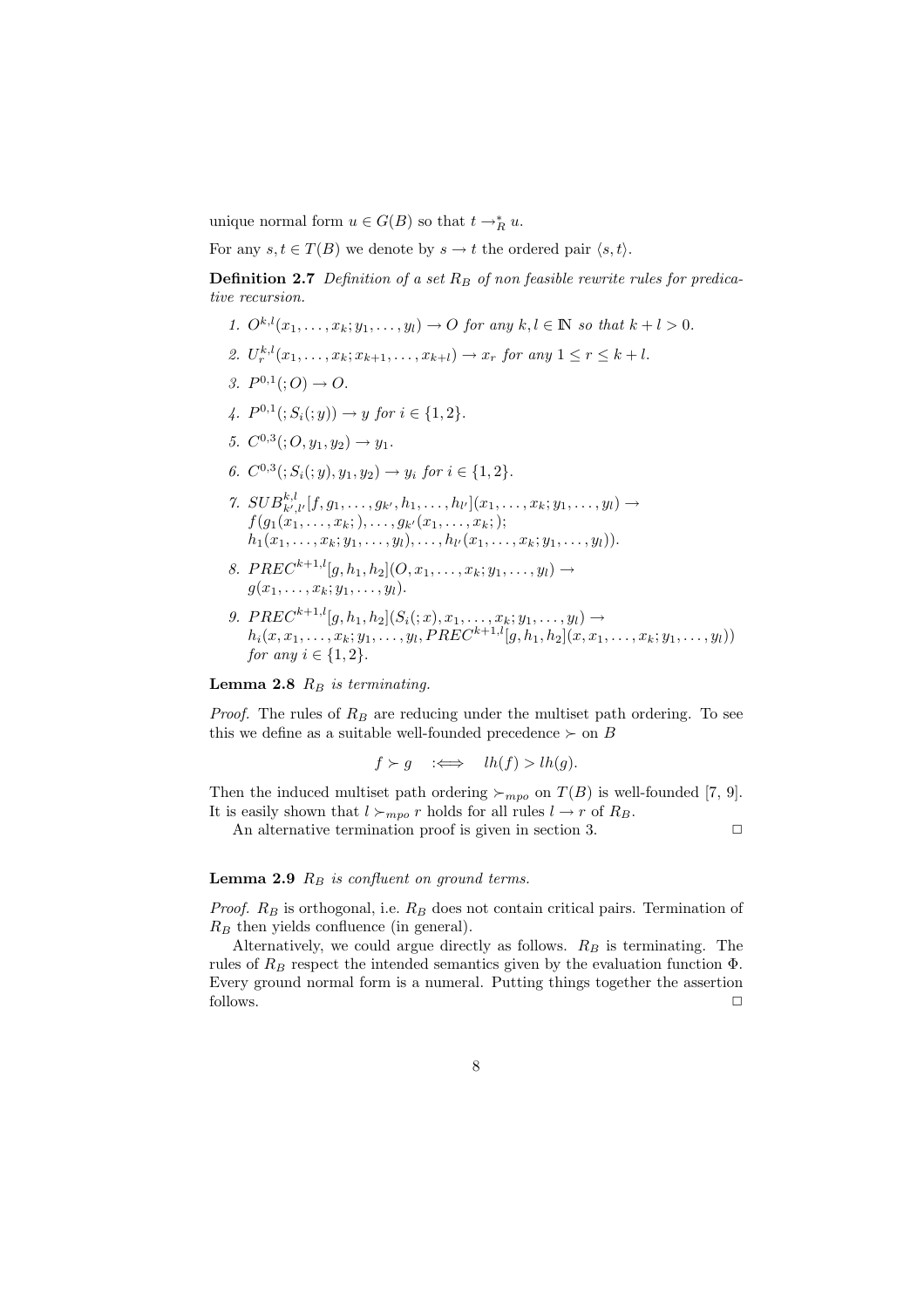unique normal form $u \in G(B)$ so that $t \to_R^* u$.

For any $s, t \in T(B)$ we denote by $s \to t$ the ordered pair $\langle s, t \rangle$.

**Definition 2.7** *Definition of a set $R_B$ of non feasible rewrite rules for predicative recursion.*

1. $O^{k,l}(x_1, \ldots, x_k; y_1, \ldots, y_l) \to O$ *for any* $k, l \in \mathbb{N}$ *so that* $k + l > 0$.
2. $U_r^{k,l}(x_1, \ldots, x_k; x_{k+1}, \ldots, x_{k+l}) \to x_r$ *for any* $1 \leq r \leq k + l$.
3. $P^{0,1}(; O) \to O$.
4. $P^{0,1}(; S_i(; y)) \to y$ *for* $i \in \{1, 2\}$.
5. $C^{0,3}(; O, y_1, y_2) \to y_1$.
6. $C^{0,3}(; S_i(; y), y_1, y_2) \to y_i$ *for* $i \in \{1, 2\}$.
7. $SUB_{k',l'}^{k,l}[f, g_1, \ldots, g_{k'}, h_1, \ldots, h_{l'}](x_1, \ldots, x_k; y_1, \ldots, y_l) \to$ $f(g_1(x_1, \ldots, x_k;), \ldots, g_{k'}(x_1, \ldots, x_k;);$ $h_1(x_1, \ldots, x_k; y_1, \ldots, y_l), \ldots, h_{l'}(x_1, \ldots, x_k; y_1, \ldots, y_l))$.
8. $PREC^{k+1,l}[g, h_1, h_2](O, x_1, \ldots, x_k; y_1, \ldots, y_l) \to$ $g(x_1, \ldots, x_k; y_1, \ldots, y_l)$.
9. $PREC^{k+1,l}[g, h_1, h_2](S_i(; x), x_1, \ldots, x_k; y_1, \ldots, y_l) \to$ $h_i(x, x_1, \ldots, x_k; y_1, \ldots, y_l, PREC^{k+1,l}[g, h_1, h_2](x, x_1, \ldots, x_k; y_1, \ldots, y_l))$ *for any* $i \in \{1, 2\}$.

**Lemma 2.8** *$R_B$ is terminating.*

*Proof.* The rules of $R_B$ are reducing under the multiset path ordering. To see this we define as a suitable well-founded precedence $\succ$ on $B$

$$f \succ g \quad :\iff \quad lh(f) > lh(g).$$

Then the induced multiset path ordering $\succ_{mpo}$ on $T(B)$ is well-founded [7, 9]. It is easily shown that $l \succ_{mpo} r$ holds for all rules $l \to r$ of $R_B$.

An alternative termination proof is given in section 3. □

**Lemma 2.9** *$R_B$ is confluent on ground terms.*

*Proof.* $R_B$ is orthogonal, i.e. $R_B$ does not contain critical pairs. Termination of $R_B$ then yields confluence (in general).

Alternatively, we could argue directly as follows. $R_B$ is terminating. The rules of $R_B$ respect the intended semantics given by the evaluation function $\Phi$. Every ground normal form is a numeral. Putting things together the assertion follows. □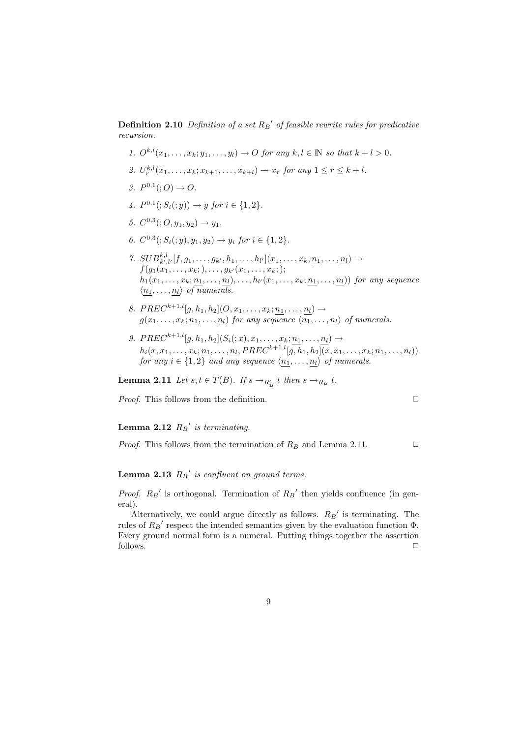**Definition 2.10** *Definition of a set ${R_B}'$ of feasible rewrite rules for predicative recursion.*

1. $O^{k,l}(x_1, \ldots, x_k; y_1, \ldots, y_l) \to O$ *for any* $k, l \in \mathbb{N}$ *so that* $k + l > 0$.

2. $U_r^{k,l}(x_1, \ldots, x_k; x_{k+1}, \ldots, x_{k+l}) \to x_r$ *for any* $1 \leq r \leq k + l$.

3. $P^{0,1}(; O) \to O$.

4. $P^{0,1}(; S_i(; y)) \to y$ *for* $i \in \{1, 2\}$.

5. $C^{0,3}(; O, y_1, y_2) \to y_1$.

6. $C^{0,3}(; S_i(; y), y_1, y_2) \to y_i$ *for* $i \in \{1, 2\}$.

7. $SUB_{k',l'}^{k,l}[f, g_1, \ldots, g_{k'}, h_1, \ldots, h_{l'}](x_1, \ldots, x_k; \underline{n_1}, \ldots, \underline{n_l}) \to$ $f(g_1(x_1, \ldots, x_k;), \ldots, g_{k'}(x_1, \ldots, x_k;);$ $h_1(x_1, \ldots, x_k; \underline{n_1}, \ldots, \underline{n_l}), \ldots, h_{l'}(x_1, \ldots, x_k; \underline{n_1}, \ldots, \underline{n_l}))$ *for any sequence* $\langle \underline{n_1}, \ldots, \underline{n_l} \rangle$ *of numerals.*

8. $PREC^{k+1,l}[g, h_1, h_2](O, x_1, \ldots, x_k; \underline{n_1}, \ldots, \underline{n_l}) \to$ $g(x_1, \ldots, x_k; \underline{n_1}, \ldots, \underline{n_l})$ *for any sequence* $\langle \underline{n_1}, \ldots, \underline{n_l} \rangle$ *of numerals.*

9. $PREC^{k+1,l}[g, h_1, h_2](S_i(; x), x_1, \ldots, x_k; \underline{n_1}, \ldots, \underline{n_l}) \to$ $h_i(x, x_1, \ldots, x_k; \underline{n_1}, \ldots, \underline{n_l}, PREC^{k+1,l}[g, h_1, h_2](x, x_1, \ldots, x_k; \underline{n_1}, \ldots, \underline{n_l}))$ *for any* $i \in \{1, 2\}$ *and any sequence* $\langle \underline{n_1}, \ldots, \underline{n_l} \rangle$ *of numerals.*

**Lemma 2.11** *Let* $s, t \in T(B)$. *If* $s \to_{R'_B} t$ *then* $s \to_{R_B} t$.

*Proof.* This follows from the definition. □

**Lemma 2.12** ${R_B}'$ *is terminating.*

*Proof.* This follows from the termination of $R_B$ and Lemma 2.11. □

**Lemma 2.13** ${R_B}'$ *is confluent on ground terms.*

*Proof.* ${R_B}'$ is orthogonal. Termination of ${R_B}'$ then yields confluence (in general).

Alternatively, we could argue directly as follows. ${R_B}'$ is terminating. The rules of ${R_B}'$ respect the intended semantics given by the evaluation function $\Phi$. Every ground normal form is a numeral. Putting things together the assertion follows. □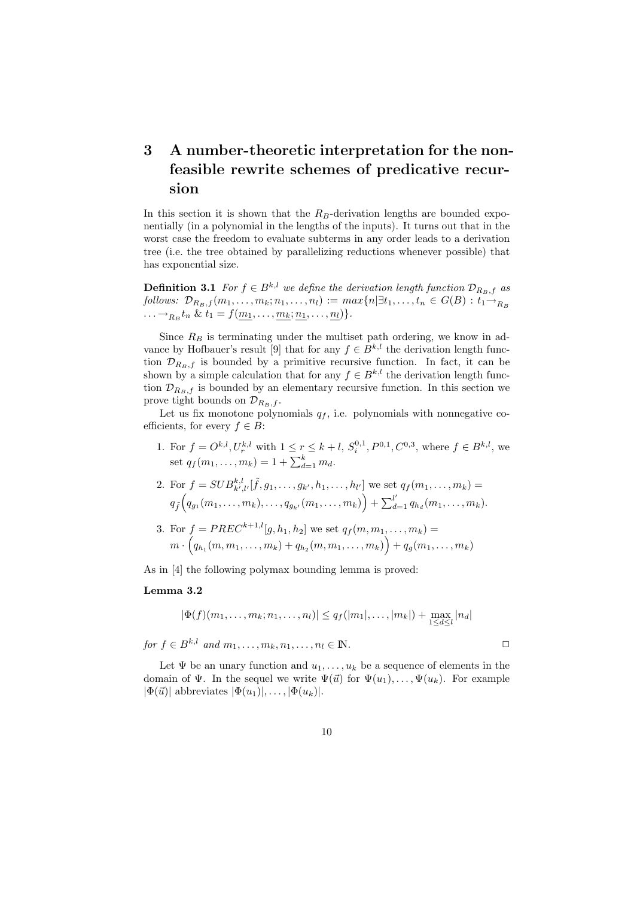# 3 A number-theoretic interpretation for the non-feasible rewrite schemes of predicative recursion

In this section it is shown that the $R_B$-derivation lengths are bounded exponentially (in a polynomial in the lengths of the inputs). It turns out that in the worst case the freedom to evaluate subterms in any order leads to a derivation tree (i.e. the tree obtained by parallelizing reductions whenever possible) that has exponential size.

**Definition 3.1** *For $f \in B^{k,l}$ we define the derivation length function $\mathcal{D}_{R_B,f}$ as follows: $\mathcal{D}_{R_B,f}(m_1, \ldots, m_k; n_1, \ldots, n_l) := max\{n | \exists t_1, \ldots, t_n \in G(B) : t_1 \rightarrow_{R_B} \ldots \rightarrow_{R_B} t_n \;\&\; t_1 = f(\underline{m_1}, \ldots, \underline{m_k}; \underline{n_1}, \ldots, \underline{n_l})\}$.*

Since $R_B$ is terminating under the multiset path ordering, we know in advance by Hofbauer's result [9] that for any $f \in B^{k,l}$ the derivation length function $\mathcal{D}_{R_B,f}$ is bounded by a primitive recursive function. In fact, it can be shown by a simple calculation that for any $f \in B^{k,l}$ the derivation length function $\mathcal{D}_{R_B,f}$ is bounded by an elementary recursive function. In this section we prove tight bounds on $\mathcal{D}_{R_B,f}$.

Let us fix monotone polynomials $q_f$, i.e. polynomials with nonnegative coefficients, for every $f \in B$:

1. For $f = O^{k,l}, U_r^{k,l}$ with $1 \leq r \leq k + l$, $S_i^{0,1}$, $P^{0,1}$, $C^{0,3}$, where $f \in B^{k,l}$, we set $q_f(m_1, \ldots, m_k) = 1 + \sum_{d=1}^{k} m_d$.
2. For $f = SUB_{k',l'}^{k,l}[\tilde{f}, g_1, \ldots, g_{k'}, h_1, \ldots, h_{l'}]$ we set $q_f(m_1, \ldots, m_k) = q_{\tilde{f}}\Big(q_{g_1}(m_1, \ldots, m_k), \ldots, q_{g_{k'}}(m_1, \ldots, m_k)\Big) + \sum_{d=1}^{l'} q_{h_d}(m_1, \ldots, m_k)$.
3. For $f = PREC^{k+1,l}[g, h_1, h_2]$ we set $q_f(m, m_1, \ldots, m_k) = m \cdot \Big(q_{h_1}(m, m_1, \ldots, m_k) + q_{h_2}(m, m_1, \ldots, m_k)\Big) + q_g(m_1, \ldots, m_k)$

As in [4] the following polymax bounding lemma is proved:

**Lemma 3.2**

$$|\Phi(f)(m_1, \ldots, m_k; n_1, \ldots, n_l)| \leq q_f(|m_1|, \ldots, |m_k|) + \max_{1 \leq d \leq l} |n_d|$$

*for $f \in B^{k,l}$ and $m_1, \ldots, m_k, n_1, \ldots, n_l \in \mathbb{N}$.* $\square$

Let $\Psi$ be an unary function and $u_1, \ldots, u_k$ be a sequence of elements in the domain of $\Psi$. In the sequel we write $\Psi(\vec{u})$ for $\Psi(u_1), \ldots, \Psi(u_k)$. For example $|\Phi(\vec{u})|$ abbreviates $|\Phi(u_1)|, \ldots, |\Phi(u_k)|$.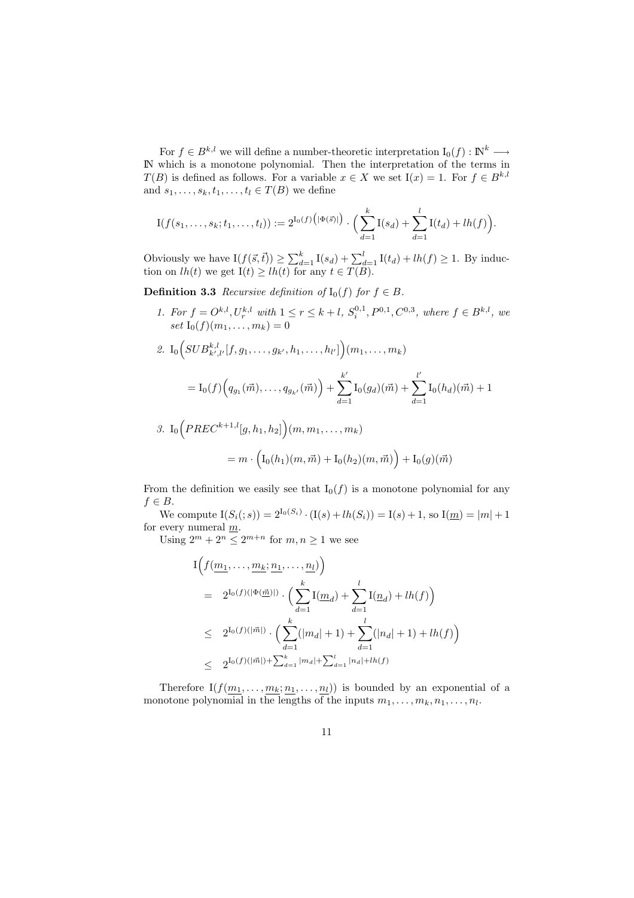For $f \in B^{k,l}$ we will define a number-theoretic interpretation $\mathrm{I}_0(f) : \mathbb{N}^k \longrightarrow \mathbb{N}$ which is a monotone polynomial. Then the interpretation of the terms in $T(B)$ is defined as follows. For a variable $x \in X$ we set $\mathrm{I}(x) = 1$. For $f \in B^{k,l}$ and $s_1, \ldots, s_k, t_1, \ldots, t_l \in T(B)$ we define

$$\mathrm{I}(f(s_1, \ldots, s_k; t_1, \ldots, t_l)) := 2^{\mathrm{I}_0(f)\left(|\Phi(\vec{s})|\right)} \cdot \Big( \sum_{d=1}^{k} \mathrm{I}(s_d) + \sum_{d=1}^{l} \mathrm{I}(t_d) + lh(f) \Big).$$

Obviously we have $\mathrm{I}(f(\vec{s}, \vec{t})) \geq \sum_{d=1}^{k} \mathrm{I}(s_d) + \sum_{d=1}^{l} \mathrm{I}(t_d) + lh(f) \geq 1$. By induction on $lh(t)$ we get $\mathrm{I}(t) \geq lh(t)$ for any $t \in T(B)$.

**Definition 3.3** *Recursive definition of* $\mathrm{I}_0(f)$ *for* $f \in B$.

1. *For* $f = O^{k,l}, U_r^{k,l}$ *with* $1 \leq r \leq k + l$, $S_i^{0,1}, P^{0,1}, C^{0,3}$, *where* $f \in B^{k,l}$, *we set* $\mathrm{I}_0(f)(m_1, \ldots, m_k) = 0$

2. $\mathrm{I}_0\Big(SUB^{k,l}_{k',l'}[f, g_1, \ldots, g_{k'}, h_1, \ldots, h_{l'}]\Big)(m_1, \ldots, m_k)$
$$= \mathrm{I}_0(f)\Big(q_{g_1}(\vec{m}), \ldots, q_{g_{k'}}(\vec{m})\Big) + \sum_{d=1}^{k'} \mathrm{I}_0(g_d)(\vec{m}) + \sum_{d=1}^{l'} \mathrm{I}_0(h_d)(\vec{m}) + 1$$

3. $\mathrm{I}_0\Big(PREC^{k+1,l}[g, h_1, h_2]\Big)(m, m_1, \ldots, m_k)$
$$= m \cdot \Big(\mathrm{I}_0(h_1)(m, \vec{m}) + \mathrm{I}_0(h_2)(m, \vec{m})\Big) + \mathrm{I}_0(g)(\vec{m})$$

From the definition we easily see that $\mathrm{I}_0(f)$ is a monotone polynomial for any $f \in B$.

We compute $\mathrm{I}(S_i(; s)) = 2^{\mathrm{I}_0(S_i)} \cdot (\mathrm{I}(s) + lh(S_i)) = \mathrm{I}(s) + 1$, so $\mathrm{I}(\underline{m}) = |m| + 1$ for every numeral $\underline{m}$.

Using $2^m + 2^n \leq 2^{m+n}$ for $m, n \geq 1$ we see

$$\begin{aligned}
& \mathrm{I}\Big(f(\underline{m_1}, \ldots, \underline{m_k}; \underline{n_1}, \ldots, \underline{n_l})\Big) \\
= \;& 2^{\mathrm{I}_0(f)(|\Phi(\vec{\underline{m}})|)} \cdot \Big( \sum_{d=1}^{k} \mathrm{I}(\underline{m}_d) + \sum_{d=1}^{l} \mathrm{I}(\underline{n}_d) + lh(f) \Big) \\
\leq \;& 2^{\mathrm{I}_0(f)(|\vec{m}|)} \cdot \Big( \sum_{d=1}^{k} (|m_d| + 1) + \sum_{d=1}^{l} (|n_d| + 1) + lh(f) \Big) \\
\leq \;& 2^{\mathrm{I}_0(f)(|\vec{m}|) + \sum_{d=1}^{k} |m_d| + \sum_{d=1}^{l} |n_d| + lh(f)}
\end{aligned}$$

Therefore $\mathrm{I}(f(\underline{m_1}, \ldots, \underline{m_k}; \underline{n_1}, \ldots, \underline{n_l}))$ is bounded by an exponential of a monotone polynomial in the lengths of the inputs $m_1, \ldots, m_k, n_1, \ldots, n_l$.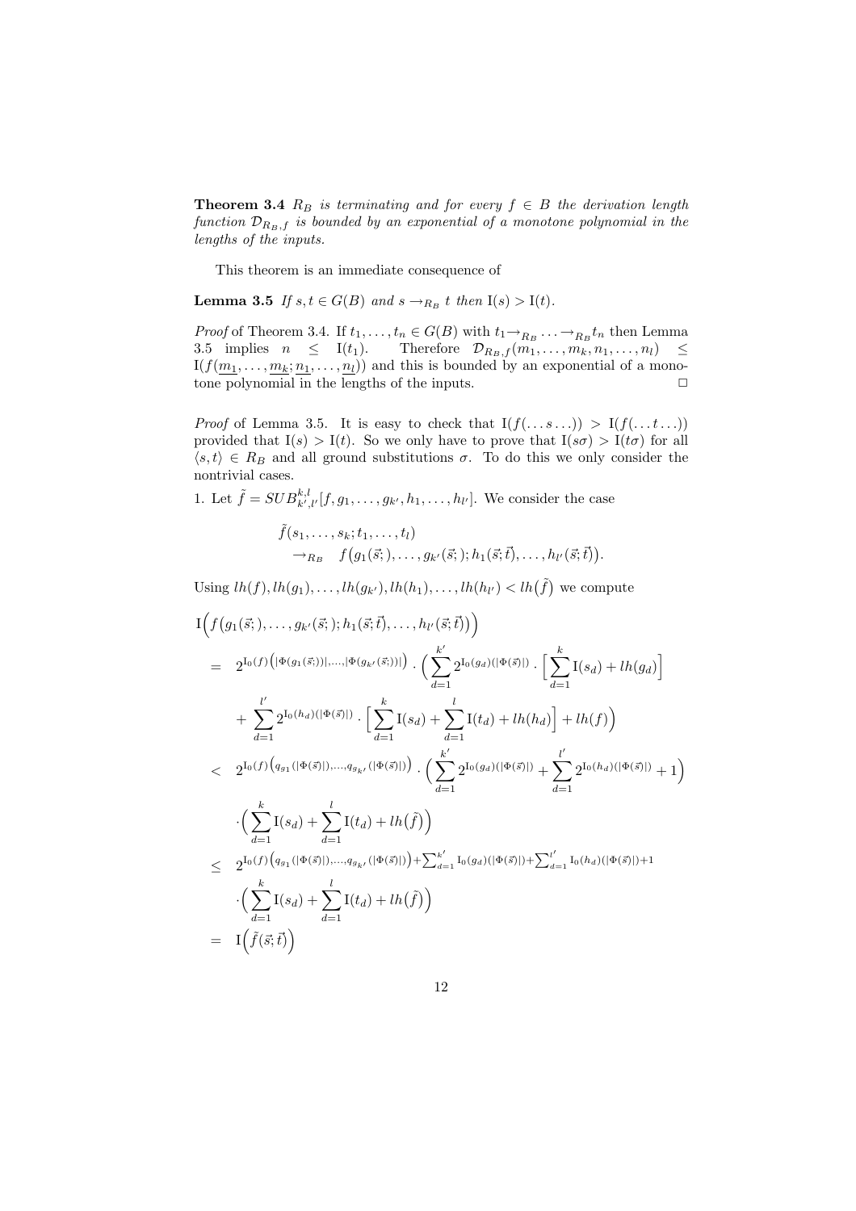**Theorem 3.4** *$R_B$ is terminating and for every $f \in B$ the derivation length function $\mathcal{D}_{R_B,f}$ is bounded by an exponential of a monotone polynomial in the lengths of the inputs.*

This theorem is an immediate consequence of

**Lemma 3.5** *If $s, t \in G(B)$ and $s \to_{R_B} t$ then $\mathrm{I}(s) > \mathrm{I}(t)$.*

*Proof* of Theorem 3.4. If $t_1, \ldots, t_n \in G(B)$ with $t_1 \to_{R_B} \ldots \to_{R_B} t_n$ then Lemma 3.5 implies $n \leq \mathrm{I}(t_1)$. Therefore $\mathcal{D}_{R_B,f}(m_1, \ldots, m_k, n_1, \ldots, n_l) \leq \mathrm{I}(f(\underline{m_1}, \ldots, \underline{m_k}; \underline{n_1}, \ldots, \underline{n_l}))$ and this is bounded by an exponential of a monotone polynomial in the lengths of the inputs. $\Box$

*Proof* of Lemma 3.5. It is easy to check that $\mathrm{I}(f(\ldots s \ldots)) > \mathrm{I}(f(\ldots t \ldots))$ provided that $\mathrm{I}(s) > \mathrm{I}(t)$. So we only have to prove that $\mathrm{I}(s\sigma) > \mathrm{I}(t\sigma)$ for all $\langle s, t \rangle \in R_B$ and all ground substitutions $\sigma$. To do this we only consider the nontrivial cases.

1. Let $\tilde{f} = SUB^{k,l}_{k',l'}[f, g_1, \ldots, g_{k'}, h_1, \ldots, h_{l'}]$. We consider the case

$$\begin{aligned}
&\tilde{f}(s_1, \ldots, s_k; t_1, \ldots, t_l) \\
&\quad \to_{R_B} \quad f\big(g_1(\vec{s};), \ldots, g_{k'}(\vec{s};); h_1(\vec{s};\vec{t}), \ldots, h_{l'}(\vec{s};\vec{t})\big).
\end{aligned}$$

Using $lh(f), lh(g_1), \ldots, lh(g_{k'}), lh(h_1), \ldots, lh(h_{l'}) < lh\big(\tilde{f}\big)$ we compute

$$\begin{aligned}
&\mathrm{I}\Big(f\big(g_1(\vec{s};), \ldots, g_{k'}(\vec{s};); h_1(\vec{s};\vec{t}), \ldots, h_{l'}(\vec{s};\vec{t})\big)\Big) \\
&= \quad 2^{\mathrm{I}_0(f)\left(|\Phi(g_1(\vec{s};))|, \ldots, |\Phi(g_{k'}(\vec{s};))|\right)} \cdot \Big( \sum_{d=1}^{k'} 2^{\mathrm{I}_0(g_d)(|\Phi(\vec{s})|)} \cdot \Big[ \sum_{d=1}^{k} \mathrm{I}(s_d) + lh(g_d) \Big] \\
&\qquad + \sum_{d=1}^{l'} 2^{\mathrm{I}_0(h_d)(|\Phi(\vec{s})|)} \cdot \Big[ \sum_{d=1}^{k} \mathrm{I}(s_d) + \sum_{d=1}^{l} \mathrm{I}(t_d) + lh(h_d) \Big] + lh(f) \Big) \\
&< \quad 2^{\mathrm{I}_0(f)\left(q_{g_1}(|\Phi(\vec{s})|), \ldots, q_{g_{k'}}(|\Phi(\vec{s})|)\right)} \cdot \Big( \sum_{d=1}^{k'} 2^{\mathrm{I}_0(g_d)(|\Phi(\vec{s})|)} + \sum_{d=1}^{l'} 2^{\mathrm{I}_0(h_d)(|\Phi(\vec{s})|)} + 1 \Big) \\
&\qquad \cdot \Big( \sum_{d=1}^{k} \mathrm{I}(s_d) + \sum_{d=1}^{l} \mathrm{I}(t_d) + lh\big(\tilde{f}\big) \Big) \\
&\leq \quad 2^{\mathrm{I}_0(f)\left(q_{g_1}(|\Phi(\vec{s})|), \ldots, q_{g_{k'}}(|\Phi(\vec{s})|)\right) + \sum_{d=1}^{k'} \mathrm{I}_0(g_d)(|\Phi(\vec{s})|) + \sum_{d=1}^{l'} \mathrm{I}_0(h_d)(|\Phi(\vec{s})|) + 1} \\
&\qquad \cdot \Big( \sum_{d=1}^{k} \mathrm{I}(s_d) + \sum_{d=1}^{l} \mathrm{I}(t_d) + lh\big(\tilde{f}\big) \Big) \\
&= \quad \mathrm{I}\Big(\tilde{f}(\vec{s};\vec{t})\Big)
\end{aligned}$$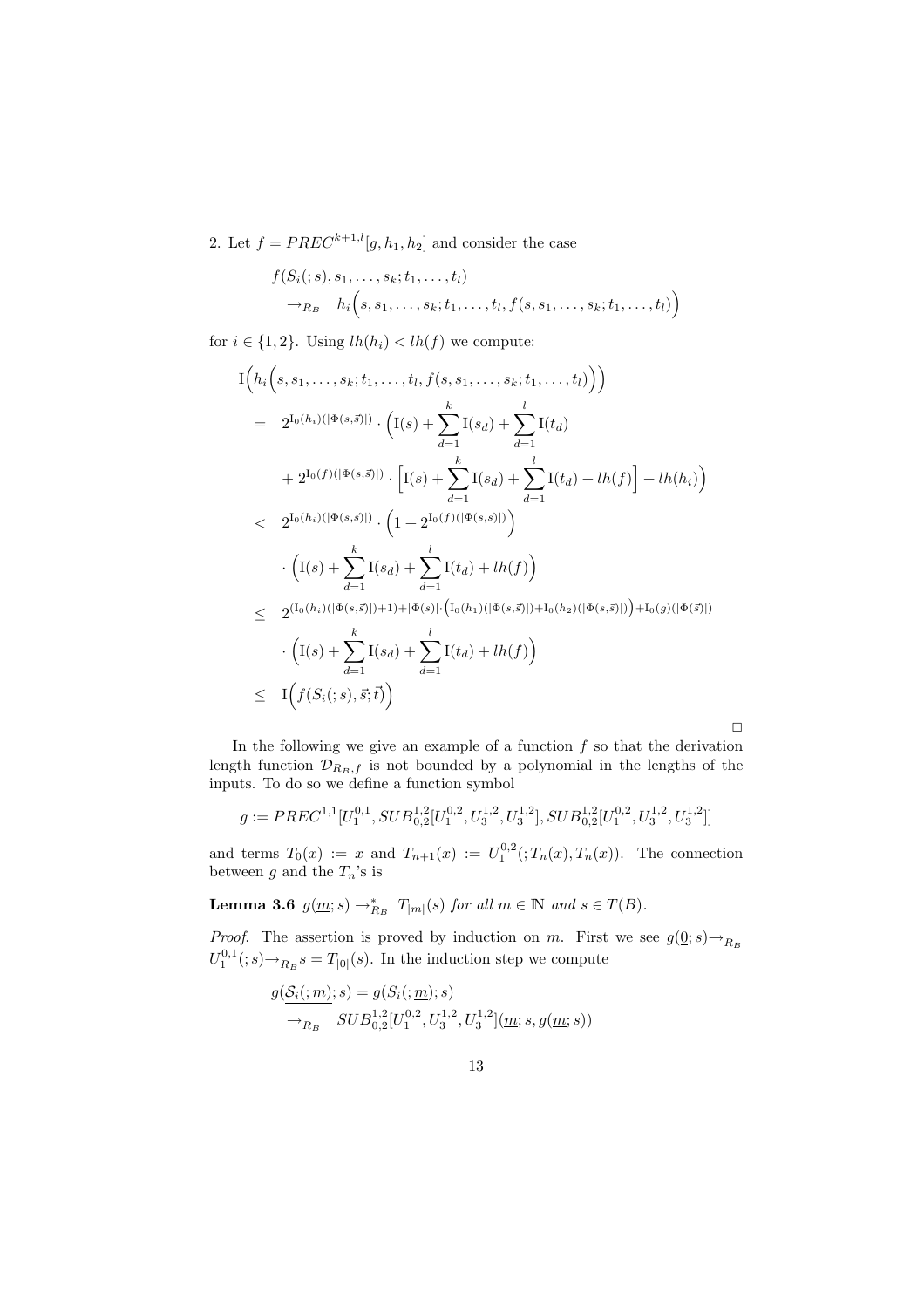2. Let $f = PREC^{k+1,l}[g, h_1, h_2]$ and consider the case

$$
\begin{aligned}
& f(S_i(;s), s_1, \ldots, s_k; t_1, \ldots, t_l) \\
& \quad \to_{R_B} \quad h_i\Big(s, s_1, \ldots, s_k; t_1, \ldots, t_l, f(s, s_1, \ldots, s_k; t_1, \ldots, t_l)\Big)
\end{aligned}
$$

for $i \in \{1, 2\}$. Using $lh(h_i) < lh(f)$ we compute:

$$
\begin{aligned}
& \mathrm{I}\Big(h_i\Big(s, s_1, \ldots, s_k; t_1, \ldots, t_l, f(s, s_1, \ldots, s_k; t_1, \ldots, t_l)\Big)\Big) \\
= \quad & 2^{\mathrm{I}_0(h_i)(|\Phi(s,\vec{s})|)} \cdot \Big(\mathrm{I}(s) + \sum_{d=1}^{k} \mathrm{I}(s_d) + \sum_{d=1}^{l} \mathrm{I}(t_d) \\
& + 2^{\mathrm{I}_0(f)(|\Phi(s,\vec{s})|)} \cdot \Big[\mathrm{I}(s) + \sum_{d=1}^{k} \mathrm{I}(s_d) + \sum_{d=1}^{l} \mathrm{I}(t_d) + lh(f)\Big] + lh(h_i)\Big) \\
< \quad & 2^{\mathrm{I}_0(h_i)(|\Phi(s,\vec{s})|)} \cdot \Big(1 + 2^{\mathrm{I}_0(f)(|\Phi(s,\vec{s})|)}\Big) \\
& \cdot \Big(\mathrm{I}(s) + \sum_{d=1}^{k} \mathrm{I}(s_d) + \sum_{d=1}^{l} \mathrm{I}(t_d) + lh(f)\Big) \\
\leq \quad & 2^{(\mathrm{I}_0(h_i)(|\Phi(s,\vec{s})|)+1) + |\Phi(s)| \cdot \big(\mathrm{I}_0(h_1)(|\Phi(s,\vec{s})|) + \mathrm{I}_0(h_2)(|\Phi(s,\vec{s})|)\big) + \mathrm{I}_0(g)(|\Phi(\vec{s})|)} \\
& \cdot \Big(\mathrm{I}(s) + \sum_{d=1}^{k} \mathrm{I}(s_d) + \sum_{d=1}^{l} \mathrm{I}(t_d) + lh(f)\Big) \\
\leq \quad & \mathrm{I}\Big(f(S_i(;s), \vec{s}; \vec{t})\Big)
\end{aligned}
$$

□

In the following we give an example of a function $f$ so that the derivation length function $\mathcal{D}_{R_B,f}$ is not bounded by a polynomial in the lengths of the inputs. To do so we define a function symbol

$$
g := PREC^{1,1}[U_1^{0,1}, SUB_{0,2}^{1,2}[U_1^{0,2}, U_3^{1,2}, U_3^{1,2}], SUB_{0,2}^{1,2}[U_1^{0,2}, U_3^{1,2}, U_3^{1,2}]]
$$

and terms $T_0(x) := x$ and $T_{n+1}(x) := U_1^{0,2}(; T_n(x), T_n(x))$. The connection between $g$ and the $T_n$'s is

**Lemma 3.6** *$g(\underline{m}; s) \to_{R_B}^{*} T_{|m|}(s)$ for all $m \in \mathbb{N}$ and $s \in T(B)$.*

*Proof.* The assertion is proved by induction on $m$. First we see $g(\underline{0}; s) \to_{R_B} U_1^{0,1}(; s) \to_{R_B} s = T_{|0|}(s)$. In the induction step we compute

$$
\begin{aligned}
& g(\underline{\mathcal{S}_i(;m)}; s) = g(S_i(;\underline{m}); s) \\
& \quad \to_{R_B} \quad SUB_{0,2}^{1,2}[U_1^{0,2}, U_3^{1,2}, U_3^{1,2}](\underline{m}; s, g(\underline{m}; s))
\end{aligned}
$$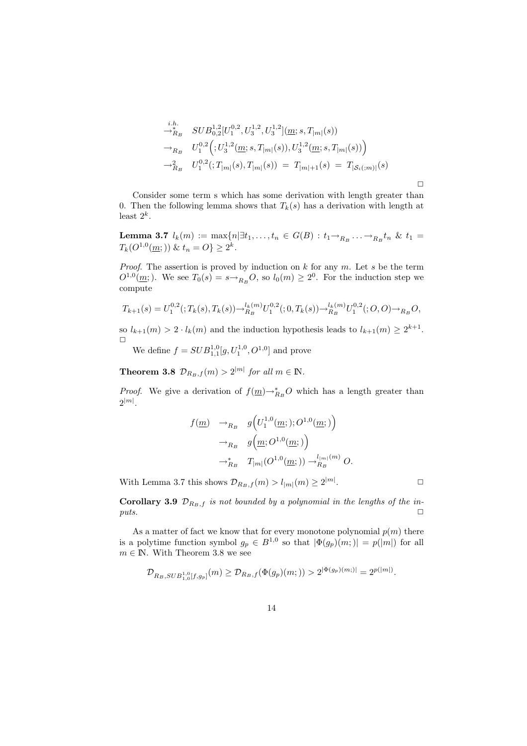$$
\begin{aligned}
&\overset{i.h.}{\rightarrow}^*_{R_B} \quad SUB^{1,2}_{0,2}[U^{0,2}_1, U^{1,2}_3, U^{1,2}_3](\underline{m}; s, T_{|m|}(s)) \\
&\rightarrow_{R_B} \quad U^{0,2}_1\Big(; U^{1,2}_3(\underline{m}; s, T_{|m|}(s)), U^{1,2}_3(\underline{m}; s, T_{|m|}(s))\Big) \\
&\rightarrow^2_{R_B} \quad U^{0,2}_1(; T_{|m|}(s), T_{|m|}(s)) \;=\; T_{|m|+1}(s) \;=\; T_{|\mathcal{S}_i(;m)|}(s)
\end{aligned}
$$

□

Consider some term s which has some derivation with length greater than 0. Then the following lemma shows that $T_k(s)$ has a derivation with length at least $2^k$.

**Lemma 3.7** $l_k(m) := \max\{n | \exists t_1, \ldots, t_n \in G(B) : t_1 \rightarrow_{R_B} \ldots \rightarrow_{R_B} t_n \;\&\; t_1 = T_k(O^{1,0}(\underline{m};)) \;\&\; t_n = O\} \geq 2^k$.

*Proof.* The assertion is proved by induction on $k$ for any $m$. Let $s$ be the term $O^{1,0}(\underline{m};)$. We see $T_0(s) = s \rightarrow_{R_B} O$, so $l_0(m) \geq 2^0$. For the induction step we compute

$$
T_{k+1}(s) = U^{0,2}_1(; T_k(s), T_k(s)) \rightarrow^{l_k(m)}_{R_B} U^{0,2}_1(; 0, T_k(s)) \rightarrow^{l_k(m)}_{R_B} U^{0,2}_1(; O, O) \rightarrow_{R_B} O,
$$

so $l_{k+1}(m) > 2 \cdot l_k(m)$ and the induction hypothesis leads to $l_{k+1}(m) \geq 2^{k+1}$. □

We define $f = SUB^{1,0}_{1,1}[g, U^{1,0}_1, O^{1,0}]$ and prove

**Theorem 3.8** $\mathcal{D}_{R_B,f}(m) > 2^{|m|}$ *for all* $m \in \mathbb{N}$.

*Proof.* We give a derivation of $f(\underline{m}) \rightarrow^*_{R_B} O$ which has a length greater than $2^{|m|}$.

$$
\begin{aligned}
f(\underline{m}) \quad &\rightarrow_{R_B} \quad g\Big(U^{1,0}_1(\underline{m};); O^{1,0}(\underline{m};)\Big) \\
&\rightarrow_{R_B} \quad g\Big(\underline{m}; O^{1,0}(\underline{m};)\Big) \\
&\rightarrow^*_{R_B} \quad T_{|m|}(O^{1,0}(\underline{m};)) \rightarrow^{l_{|m|}(m)}_{R_B} O.
\end{aligned}
$$

With Lemma 3.7 this shows $\mathcal{D}_{R_B,f}(m) > l_{|m|}(m) \geq 2^{|m|}$. □

**Corollary 3.9** $\mathcal{D}_{R_B,f}$ *is not bounded by a polynomial in the lengths of the inputs.* □

As a matter of fact we know that for every monotone polynomial $p(m)$ there is a polytime function symbol $g_p \in B^{1,0}$ so that $|\Phi(g_p)(m;)| = p(|m|)$ for all $m \in \mathbb{N}$. With Theorem 3.8 we see

$$
\mathcal{D}_{R_B, SUB^{1,0}_{1,0}[f,g_p]}(m) \geq \mathcal{D}_{R_B,f}(\Phi(g_p)(m;)) > 2^{|\Phi(g_p)(m;)|} = 2^{p(|m|)}.
$$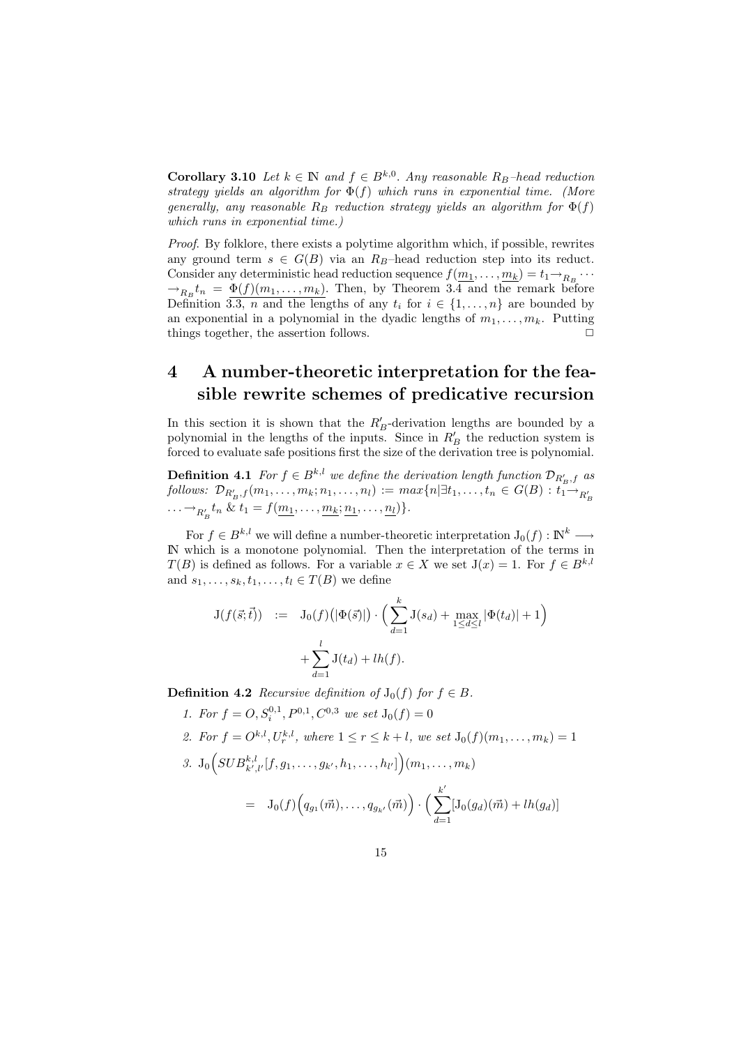**Corollary 3.10** *Let $k \in \mathbb{N}$ and $f \in B^{k,0}$. Any reasonable $R_B$–head reduction strategy yields an algorithm for $\Phi(f)$ which runs in exponential time. (More generally, any reasonable $R_B$ reduction strategy yields an algorithm for $\Phi(f)$ which runs in exponential time.)*

*Proof.* By folklore, there exists a polytime algorithm which, if possible, rewrites any ground term $s \in G(B)$ via an $R_B$–head reduction step into its reduct. Consider any deterministic head reduction sequence $f(\underline{m_1}, \ldots, \underline{m_k}) = t_1 \to_{R_B} \cdots \to_{R_B} t_n = \underline{\Phi(f)(m_1, \ldots, m_k)}$. Then, by Theorem 3.4 and the remark before Definition 3.3, $n$ and the lengths of any $t_i$ for $i \in \{1, \ldots, n\}$ are bounded by an exponential in a polynomial in the dyadic lengths of $m_1, \ldots, m_k$. Putting things together, the assertion follows. □

# 4 A number-theoretic interpretation for the feasible rewrite schemes of predicative recursion

In this section it is shown that the $R'_B$-derivation lengths are bounded by a polynomial in the lengths of the inputs. Since in $R'_B$ the reduction system is forced to evaluate safe positions first the size of the derivation tree is polynomial.

**Definition 4.1** *For $f \in B^{k,l}$ we define the derivation length function $\mathcal{D}_{R'_B,f}$ as follows: $\mathcal{D}_{R'_B,f}(m_1, \ldots, m_k; n_1, \ldots, n_l) := max\{n | \exists t_1, \ldots, t_n \in G(B) : t_1 \to_{R'_B} \ldots \to_{R'_B} t_n \;\&\; t_1 = f(\underline{m_1}, \ldots, \underline{m_k}; \underline{n_1}, \ldots, \underline{n_l})\}$.*

For $f \in B^{k,l}$ we will define a number-theoretic interpretation $\mathrm{J}_0(f) : \mathbb{N}^k \longrightarrow \mathbb{N}$ which is a monotone polynomial. Then the interpretation of the terms in $T(B)$ is defined as follows. For a variable $x \in X$ we set $\mathrm{J}(x) = 1$. For $f \in B^{k,l}$ and $s_1, \ldots, s_k, t_1, \ldots, t_l \in T(B)$ we define

$$\mathrm{J}(f(\vec{s};\vec{t})) \;:=\; \mathrm{J}_0(f)\big(|\Phi(\vec{s})|\big) \cdot \Big(\sum_{d=1}^{k} \mathrm{J}(s_d) + \max_{1 \le d \le l} |\Phi(t_d)| + 1\Big) + \sum_{d=1}^{l} \mathrm{J}(t_d) + lh(f).$$

**Definition 4.2** *Recursive definition of $\mathrm{J}_0(f)$ for $f \in B$.*

1. *For $f = O, S_i^{0,1}, P^{0,1}, C^{0,3}$ we set $\mathrm{J}_0(f) = 0$*
2. *For $f = O^{k,l}, U_r^{k,l}$, where $1 \le r \le k + l$, we set $\mathrm{J}_0(f)(m_1, \ldots, m_k) = 1$*
3. $\mathrm{J}_0\Big(SUB^{k,l}_{k',l'}[f, g_1, \ldots, g_{k'}, h_1, \ldots, h_{l'}]\Big)(m_1, \ldots, m_k)$

$$= \mathrm{J}_0(f)\Big(q_{g_1}(\vec{m}), \ldots, q_{g_{k'}}(\vec{m})\Big) \cdot \Big(\sum_{d=1}^{k'} [\mathrm{J}_0(g_d)(\vec{m}) + lh(g_d)]$$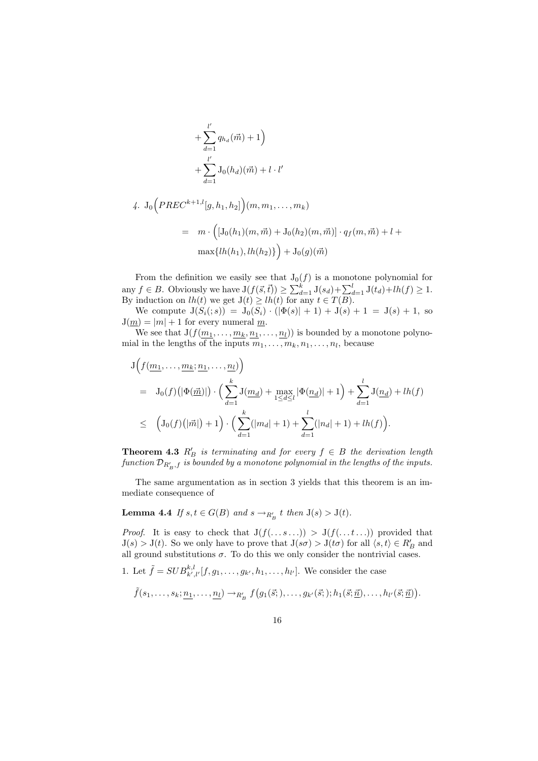$$
\begin{aligned}
&+\sum_{d=1}^{l'} q_{h_d}(\vec{m}) + 1\Big) \\
&+\sum_{d=1}^{l'} \mathrm{J}_0(h_d)(\vec{m}) + l \cdot l'
\end{aligned}
$$

4. $\mathrm{J}_0\Big(PREC^{k+1,l}[g, h_1, h_2]\Big)(m, m_1, \ldots, m_k)$

$$
\begin{aligned}
&= \quad m \cdot \Big( [\mathrm{J}_0(h_1)(m, \vec{m}) + \mathrm{J}_0(h_2)(m, \vec{m})] \cdot q_f(m, \vec{m}) + l + \\
&\qquad \max\{lh(h_1), lh(h_2)\}\Big) + \mathrm{J}_0(g)(\vec{m})
\end{aligned}
$$

From the definition we easily see that $\mathrm{J}_0(f)$ is a monotone polynomial for any $f \in B$. Obviously we have $\mathrm{J}(f(\vec{s}, \vec{t})) \geq \sum_{d=1}^{k} \mathrm{J}(s_d) + \sum_{d=1}^{l} \mathrm{J}(t_d) + lh(f) \geq 1$. By induction on $lh(t)$ we get $\mathrm{J}(t) \geq lh(t)$ for any $t \in T(B)$.

We compute $\mathrm{J}(S_i(;s)) = \mathrm{J}_0(S_i) \cdot (|\Phi(s)| + 1) + \mathrm{J}(s) + 1 = \mathrm{J}(s) + 1$, so $\mathrm{J}(\underline{m}) = |m| + 1$ for every numeral $\underline{m}$.

We see that $\mathrm{J}(f(\underline{m_1}, \ldots, \underline{m_k}, \underline{n_1}, \ldots, \underline{n_l}))$ is bounded by a monotone polynomial in the lengths of the inputs $m_1, \ldots, m_k, n_1, \ldots, n_l$, because

$$
\begin{aligned}
&\mathrm{J}\Big(f(\underline{m_1}, \ldots, \underline{m_k}; \underline{n_1}, \ldots, \underline{n_l})\Big) \\
&= \quad \mathrm{J}_0(f)\big(|\Phi(\underline{\vec{m}})|\big) \cdot \Big( \sum_{d=1}^{k} \mathrm{J}(\underline{m_d}) + \max_{1 \leq d \leq l} |\Phi(\underline{n_d})| + 1 \Big) + \sum_{d=1}^{l} \mathrm{J}(\underline{n_d}) + lh(f) \\
&\leq \quad \Big( \mathrm{J}_0(f)\big(|\vec{m}|\big) + 1 \Big) \cdot \Big( \sum_{d=1}^{k} (|m_d| + 1) + \sum_{d=1}^{l} (|n_d| + 1) + lh(f) \Big).
\end{aligned}
$$

**Theorem 4.3** *$R'_B$ is terminating and for every $f \in B$ the derivation length function $\mathcal{D}_{R'_B, f}$ is bounded by a monotone polynomial in the lengths of the inputs.*

The same argumentation as in section 3 yields that this theorem is an immediate consequence of

**Lemma 4.4** *If $s, t \in G(B)$ and $s \rightarrow_{R'_B} t$ then $\mathrm{J}(s) > \mathrm{J}(t)$.*

*Proof.* It is easy to check that $\mathrm{J}(f(\ldots s \ldots)) > \mathrm{J}(f(\ldots t \ldots))$ provided that $\mathrm{J}(s) > \mathrm{J}(t)$. So we only have to prove that $\mathrm{J}(s\sigma) > \mathrm{J}(t\sigma)$ for all $\langle s, t \rangle \in R'_B$ and all ground substitutions $\sigma$. To do this we only consider the nontrivial cases.

1. Let $\tilde{f} = SUB^{k,l}_{k',l'}[f, g_1, \ldots, g_{k'}, h_1, \ldots, h_{l'}]$. We consider the case

$$
\tilde{f}(s_1, \ldots, s_k; \underline{n_1}, \ldots, \underline{n_l}) \rightarrow_{R'_B} f\big(g_1(\vec{s};), \ldots, g_{k'}(\vec{s};); h_1(\vec{s}; \underline{\vec{n}}), \ldots, h_{l'}(\vec{s}; \underline{\vec{n}})\big).
$$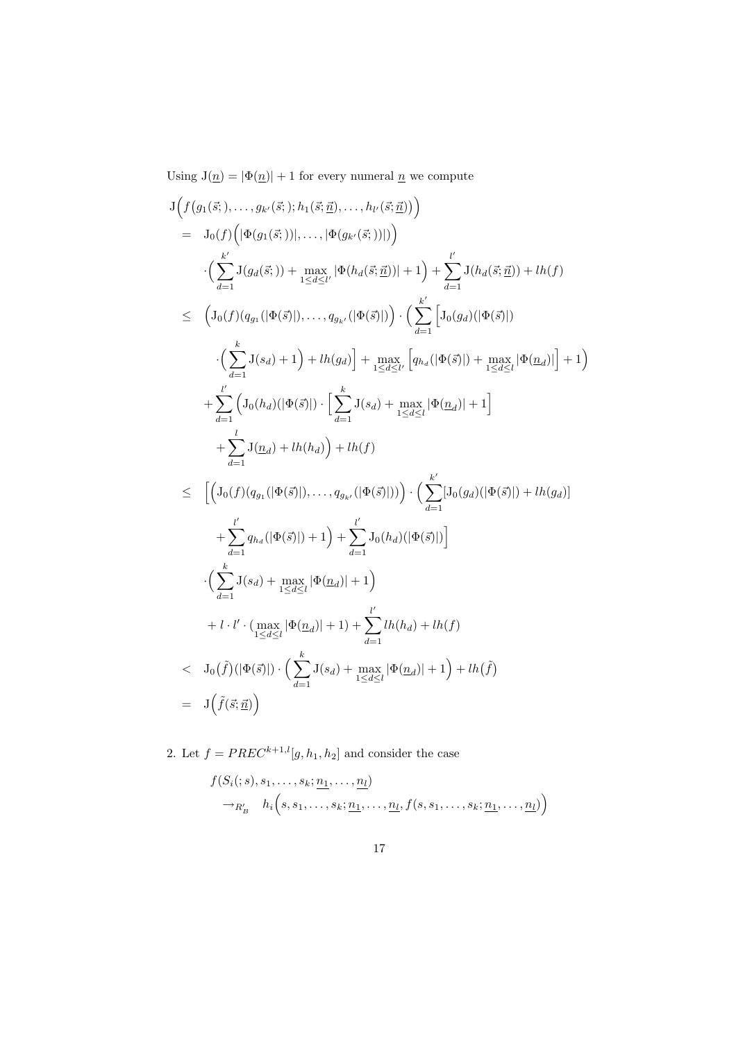Using $\mathrm{J}(\underline{n}) = |\Phi(\underline{n})| + 1$ for every numeral $\underline{n}$ we compute

$$
\begin{aligned}
&\mathrm{J}\Big(f\big(g_1(\vec{s};),\ldots,g_{k'}(\vec{s};);h_1(\vec{s};\underline{\vec{n}}),\ldots,h_{l'}(\vec{s};\underline{\vec{n}})\big)\Big)\\
&= \mathrm{J}_0(f)\Big(|\Phi(g_1(\vec{s};))|,\ldots,|\Phi(g_{k'}(\vec{s};))|\Big)\\
&\quad \cdot\Big(\sum_{d=1}^{k'}\mathrm{J}(g_d(\vec{s};)) + \max_{1\le d\le l'}|\Phi(h_d(\vec{s};\underline{\vec{n}}))| + 1\Big) + \sum_{d=1}^{l'}\mathrm{J}(h_d(\vec{s};\underline{\vec{n}})) + lh(f)\\
&\le \Big(\mathrm{J}_0(f)(q_{g_1}(|\Phi(\vec{s})|),\ldots,q_{g_{k'}}(|\Phi(\vec{s})|)\Big)\cdot\Big(\sum_{d=1}^{k'}\Big[\mathrm{J}_0(g_d)(|\Phi(\vec{s})|)\\
&\quad \cdot\Big(\sum_{d=1}^{k}\mathrm{J}(s_d)+1\Big)+lh(g_d)\Big] + \max_{1\le d\le l'}\Big[q_{h_d}(|\Phi(\vec{s})|)+\max_{1\le d\le l}|\Phi(\underline{n}_d)|\Big]+1\Big)\\
&\quad + \sum_{d=1}^{l'}\Big(\mathrm{J}_0(h_d)(|\Phi(\vec{s})|)\cdot\Big[\sum_{d=1}^{k}\mathrm{J}(s_d)+\max_{1\le d\le l}|\Phi(\underline{n}_d)|+1\Big]\\
&\quad\quad + \sum_{d=1}^{l}\mathrm{J}(\underline{n}_d)+lh(h_d)\Big)+lh(f)\\
&\le \Big[\Big(\mathrm{J}_0(f)(q_{g_1}(|\Phi(\vec{s})|),\ldots,q_{g_{k'}}(|\Phi(\vec{s})|))\Big)\cdot\Big(\sum_{d=1}^{k'}[\mathrm{J}_0(g_d)(|\Phi(\vec{s})|)+lh(g_d)]\\
&\quad + \sum_{d=1}^{l'}q_{h_d}(|\Phi(\vec{s})|)+1\Big)+\sum_{d=1}^{l'}\mathrm{J}_0(h_d)(|\Phi(\vec{s})|)\Big]\\
&\quad \cdot\Big(\sum_{d=1}^{k}\mathrm{J}(s_d)+\max_{1\le d\le l}|\Phi(\underline{n}_d)|+1\Big)\\
&\quad + l\cdot l'\cdot(\max_{1\le d\le l}|\Phi(\underline{n}_d)|+1)+\sum_{d=1}^{l'}lh(h_d)+lh(f)\\
&< \mathrm{J}_0\big(\tilde{f}\big)(|\Phi(\vec{s})|)\cdot\Big(\sum_{d=1}^{k}\mathrm{J}(s_d)+\max_{1\le d\le l}|\Phi(\underline{n}_d)|+1\Big)+lh\big(\tilde{f}\big)\\
&= \mathrm{J}\Big(\tilde{f}(\vec{s};\underline{\vec{n}})\Big)
\end{aligned}
$$

2. Let $f = PREC^{k+1,l}[g,h_1,h_2]$ and consider the case

$$
\begin{aligned}
&f(S_i(;s),s_1,\ldots,s_k;\underline{n_1},\ldots,\underline{n_l})\\
&\quad\to_{R'_B}\quad h_i\Big(s,s_1,\ldots,s_k;\underline{n_1},\ldots,\underline{n_l},f(s,s_1,\ldots,s_k;\underline{n_1},\ldots,\underline{n_l})\Big)
\end{aligned}
$$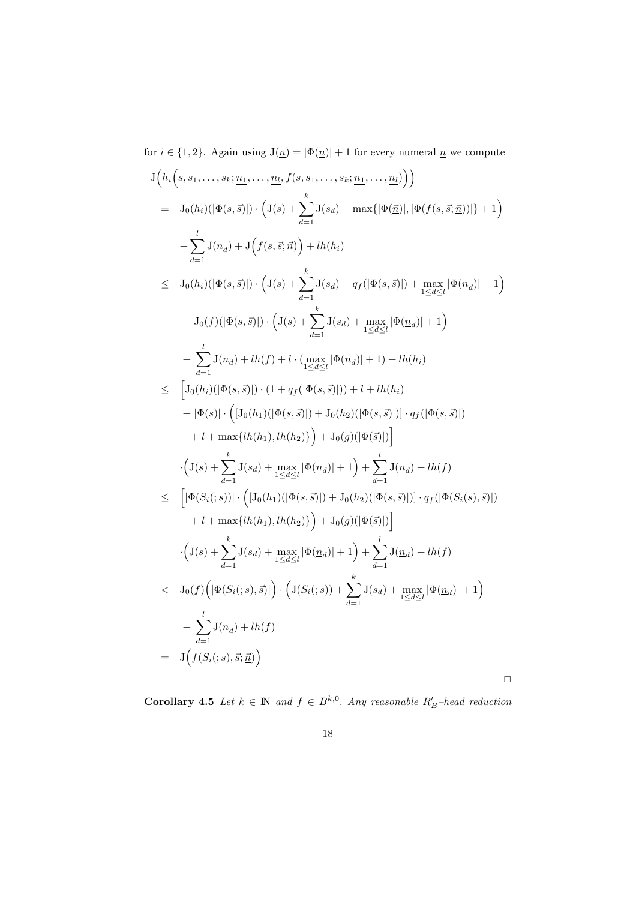for $i \in \{1, 2\}$. Again using $\mathrm{J}(\underline{n}) = |\Phi(\underline{n})| + 1$ for every numeral $\underline{n}$ we compute

$$
\begin{aligned}
& \mathrm{J}\Big(h_i\Big(s, s_1, \ldots, s_k; \underline{n_1}, \ldots, \underline{n_l}, f(s, s_1, \ldots, s_k; \underline{n_1}, \ldots, \underline{n_l})\Big)\Big) \\
&= \mathrm{J}_0(h_i)(|\Phi(s, \vec{s})|) \cdot \Big(\mathrm{J}(s) + \sum_{d=1}^{k} \mathrm{J}(s_d) + \max\{|\Phi(\underline{\vec{n}})|, |\Phi(f(s, \vec{s}; \underline{\vec{n}}))|\} + 1\Big) \\
&\quad + \sum_{d=1}^{l} \mathrm{J}(\underline{n}_d) + \mathrm{J}\Big(f(s, \vec{s}; \underline{\vec{n}})\Big) + lh(h_i) \\
&\leq \mathrm{J}_0(h_i)(|\Phi(s, \vec{s})|) \cdot \Big(\mathrm{J}(s) + \sum_{d=1}^{k} \mathrm{J}(s_d) + q_f(|\Phi(s, \vec{s})|) + \max_{1 \leq d \leq l} |\Phi(\underline{n}_d)| + 1\Big) \\
&\quad + \mathrm{J}_0(f)(|\Phi(s, \vec{s})|) \cdot \Big(\mathrm{J}(s) + \sum_{d=1}^{k} \mathrm{J}(s_d) + \max_{1 \leq d \leq l} |\Phi(\underline{n}_d)| + 1\Big) \\
&\quad + \sum_{d=1}^{l} \mathrm{J}(\underline{n}_d) + lh(f) + l \cdot (\max_{1 \leq d \leq l} |\Phi(\underline{n}_d)| + 1) + lh(h_i) \\
&\leq \Big[\mathrm{J}_0(h_i)(|\Phi(s, \vec{s})|) \cdot (1 + q_f(|\Phi(s, \vec{s})|)) + l + lh(h_i) \\
&\quad + |\Phi(s)| \cdot \Big([\mathrm{J}_0(h_1)(|\Phi(s, \vec{s})|) + \mathrm{J}_0(h_2)(|\Phi(s, \vec{s})|)] \cdot q_f(|\Phi(s, \vec{s})|) \\
&\quad + l + \max\{lh(h_1), lh(h_2)\}\Big) + \mathrm{J}_0(g)(|\Phi(\vec{s})|)\Big] \\
&\quad \cdot \Big(\mathrm{J}(s) + \sum_{d=1}^{k} \mathrm{J}(s_d) + \max_{1 \leq d \leq l} |\Phi(\underline{n}_d)| + 1\Big) + \sum_{d=1}^{l} \mathrm{J}(\underline{n}_d) + lh(f) \\
&\leq \Big[|\Phi(S_i(;s))| \cdot \Big([\mathrm{J}_0(h_1)(|\Phi(s, \vec{s})|) + \mathrm{J}_0(h_2)(|\Phi(s, \vec{s})|)] \cdot q_f(|\Phi(S_i(s), \vec{s})|) \\
&\quad + l + \max\{lh(h_1), lh(h_2)\}\Big) + \mathrm{J}_0(g)(|\Phi(\vec{s})|)\Big] \\
&\quad \cdot \Big(\mathrm{J}(s) + \sum_{d=1}^{k} \mathrm{J}(s_d) + \max_{1 \leq d \leq l} |\Phi(\underline{n}_d)| + 1\Big) + \sum_{d=1}^{l} \mathrm{J}(\underline{n}_d) + lh(f) \\
&< \mathrm{J}_0(f)\Big(|\Phi(S_i(;s), \vec{s})|\Big) \cdot \Big(\mathrm{J}(S_i(;s)) + \sum_{d=1}^{k} \mathrm{J}(s_d) + \max_{1 \leq d \leq l} |\Phi(\underline{n}_d)| + 1\Big) \\
&\quad + \sum_{d=1}^{l} \mathrm{J}(\underline{n}_d) + lh(f) \\
&= \mathrm{J}\Big(f(S_i(;s), \vec{s}; \underline{\vec{n}})\Big)
\end{aligned}
$$

□

**Corollary 4.5** *Let $k \in \mathbb{N}$ and $f \in B^{k,0}$. Any reasonable $R'_B$–head reduction*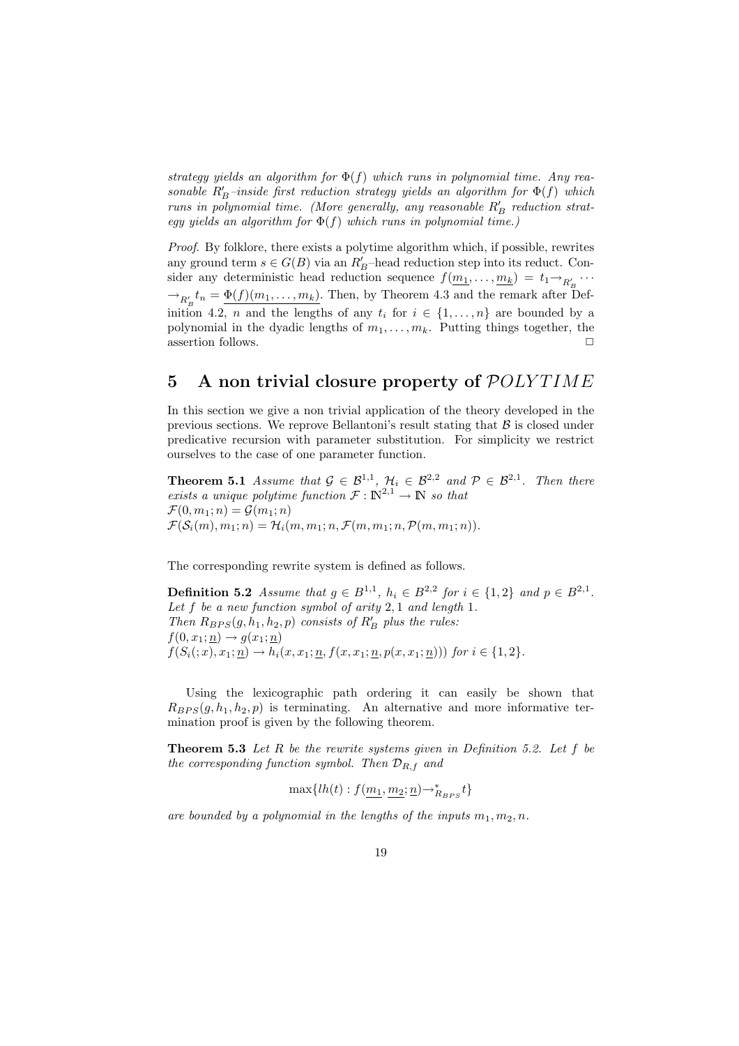*strategy yields an algorithm for $\Phi(f)$ which runs in polynomial time. Any reasonable $R'_B$–inside first reduction strategy yields an algorithm for $\Phi(f)$ which runs in polynomial time. (More generally, any reasonable $R'_B$ reduction strategy yields an algorithm for $\Phi(f)$ which runs in polynomial time.)*

*Proof.* By folklore, there exists a polytime algorithm which, if possible, rewrites any ground term $s \in G(B)$ via an $R'_B$–head reduction step into its reduct. Consider any deterministic head reduction sequence $f(\underline{m_1}, \ldots, \underline{m_k}) = t_1 \rightarrow_{R'_B} \cdots \rightarrow_{R'_B} t_n = \underline{\Phi(f)(m_1, \ldots, m_k)}$. Then, by Theorem 4.3 and the remark after Definition 4.2, $n$ and the lengths of any $t_i$ for $i \in \{1, \ldots, n\}$ are bounded by a polynomial in the dyadic lengths of $m_1, \ldots, m_k$. Putting things together, the assertion follows. $\Box$

## 5 A non trivial closure property of $\mathcal{POLYTIME}$

In this section we give a non trivial application of the theory developed in the previous sections. We reprove Bellantoni's result stating that $\mathcal{B}$ is closed under predicative recursion with parameter substitution. For simplicity we restrict ourselves to the case of one parameter function.

**Theorem 5.1** *Assume that $\mathcal{G} \in \mathcal{B}^{1,1}$, $\mathcal{H}_i \in \mathcal{B}^{2,2}$ and $\mathcal{P} \in \mathcal{B}^{2,1}$. Then there exists a unique polytime function $\mathcal{F} : \mathbb{N}^{2,1} \rightarrow \mathbb{N}$ so that*
$\mathcal{F}(0, m_1; n) = \mathcal{G}(m_1; n)$
$\mathcal{F}(\mathcal{S}_i(m), m_1; n) = \mathcal{H}_i(m, m_1; n, \mathcal{F}(m, m_1; n, \mathcal{P}(m, m_1; n))$.

The corresponding rewrite system is defined as follows.

**Definition 5.2** *Assume that $g \in B^{1,1}$, $h_i \in B^{2,2}$ for $i \in \{1, 2\}$ and $p \in B^{2,1}$. Let $f$ be a new function symbol of arity $2, 1$ and length $1$.*
*Then $R_{BPS}(g, h_1, h_2, p)$ consists of $R'_B$ plus the rules:*
$f(0, x_1; \underline{n}) \rightarrow g(x_1; \underline{n})$
$f(S_i(; x), x_1; \underline{n}) \rightarrow h_i(x, x_1; \underline{n}, f(x, x_1; \underline{n}, p(x, x_1; \underline{n})))$ *for $i \in \{1, 2\}$.*

Using the lexicographic path ordering it can easily be shown that $R_{BPS}(g, h_1, h_2, p)$ is terminating. An alternative and more informative termination proof is given by the following theorem.

**Theorem 5.3** *Let $R$ be the rewrite systems given in Definition 5.2. Let $f$ be the corresponding function symbol. Then $\mathcal{D}_{R,f}$ and*

$$\max\{lh(t) : f(\underline{m_1}, \underline{m_2}; \underline{n}) \rightarrow^*_{R_{BPS}} t\}$$

*are bounded by a polynomial in the lengths of the inputs $m_1, m_2, n$.*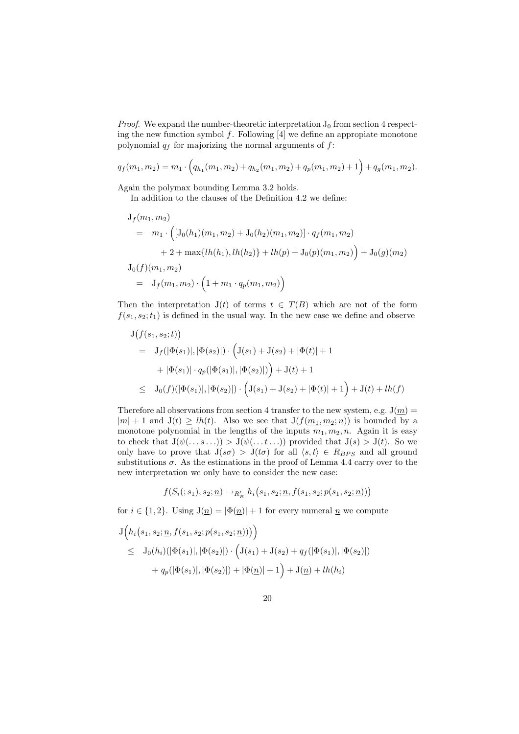*Proof.* We expand the number-theoretic interpretation $\mathrm{J}_0$ from section 4 respecting the new function symbol $f$. Following [4] we define an appropiate monotone polynomial $q_f$ for majorizing the normal arguments of $f$:

$$q_f(m_1, m_2) = m_1 \cdot \Big( q_{h_1}(m_1, m_2) + q_{h_2}(m_1, m_2) + q_p(m_1, m_2) + 1 \Big) + q_g(m_1, m_2).$$

Again the polymax bounding Lemma 3.2 holds.

In addition to the clauses of the Definition 4.2 we define:

$$\begin{aligned}
&\mathrm{J}_f(m_1, m_2) \\
&\quad = \quad m_1 \cdot \Big( [\mathrm{J}_0(h_1)(m_1, m_2) + \mathrm{J}_0(h_2)(m_1, m_2)] \cdot q_f(m_1, m_2) \\
&\qquad\qquad + 2 + \max\{lh(h_1), lh(h_2)\} + lh(p) + \mathrm{J}_0(p)(m_1, m_2) \Big) + \mathrm{J}_0(g)(m_2) \\
&\mathrm{J}_0(f)(m_1, m_2) \\
&\quad = \quad \mathrm{J}_f(m_1, m_2) \cdot \Big( 1 + m_1 \cdot q_p(m_1, m_2) \Big)
\end{aligned}$$

Then the interpretation $\mathrm{J}(t)$ of terms $t \in T(B)$ which are not of the form $f(s_1, s_2; t_1)$ is defined in the usual way. In the new case we define and observe

$$\begin{aligned}
&\mathrm{J}\big(f(s_1, s_2; t)\big) \\
&\quad = \quad \mathrm{J}_f(|\Phi(s_1)|, |\Phi(s_2)|) \cdot \Big( \mathrm{J}(s_1) + \mathrm{J}(s_2) + |\Phi(t)| + 1 \\
&\qquad\qquad + |\Phi(s_1)| \cdot q_p(|\Phi(s_1)|, |\Phi(s_2)|) \Big) + \mathrm{J}(t) + 1 \\
&\quad \leq \quad \mathrm{J}_0(f)(|\Phi(s_1)|, |\Phi(s_2)|) \cdot \Big( \mathrm{J}(s_1) + \mathrm{J}(s_2) + |\Phi(t)| + 1 \Big) + \mathrm{J}(t) + lh(f)
\end{aligned}$$

Therefore all observations from section 4 transfer to the new system, e.g. $\mathrm{J}(\underline{m}) = |m| + 1$ and $\mathrm{J}(t) \geq lh(t)$. Also we see that $\mathrm{J}(f(\underline{m_1}, \underline{m_2}; \underline{n}))$ is bounded by a monotone polynomial in the lengths of the inputs $m_1, m_2, n$. Again it is easy to check that $\mathrm{J}(\psi(\ldots s \ldots)) > \mathrm{J}(\psi(\ldots t \ldots))$ provided that $\mathrm{J}(s) > \mathrm{J}(t)$. So we only have to prove that $\mathrm{J}(s\sigma) > \mathrm{J}(t\sigma)$ for all $\langle s, t \rangle \in R_{BPS}$ and all ground substitutions $\sigma$. As the estimations in the proof of Lemma 4.4 carry over to the new interpretation we only have to consider the new case:

$$f(S_i(; s_1), s_2; \underline{n}) \rightarrow_{R'_B} h_i\big(s_1, s_2; \underline{n}, f(s_1, s_2; p(s_1, s_2; \underline{n}))\big)$$

for $i \in \{1, 2\}$. Using $\mathrm{J}(\underline{n}) = |\Phi(\underline{n})| + 1$ for every numeral $\underline{n}$ we compute

$$\begin{aligned}
&\mathrm{J}\Big(h_i\big(s_1, s_2; \underline{n}, f(s_1, s_2; p(s_1, s_2; \underline{n}))\big)\Big) \\
&\quad \leq \quad \mathrm{J}_0(h_i)(|\Phi(s_1)|, |\Phi(s_2)|) \cdot \Big( \mathrm{J}(s_1) + \mathrm{J}(s_2) + q_f(|\Phi(s_1)|, |\Phi(s_2)|) \\
&\qquad\qquad + q_p(|\Phi(s_1)|, |\Phi(s_2)|) + |\Phi(\underline{n})| + 1 \Big) + \mathrm{J}(\underline{n}) + lh(h_i)
\end{aligned}$$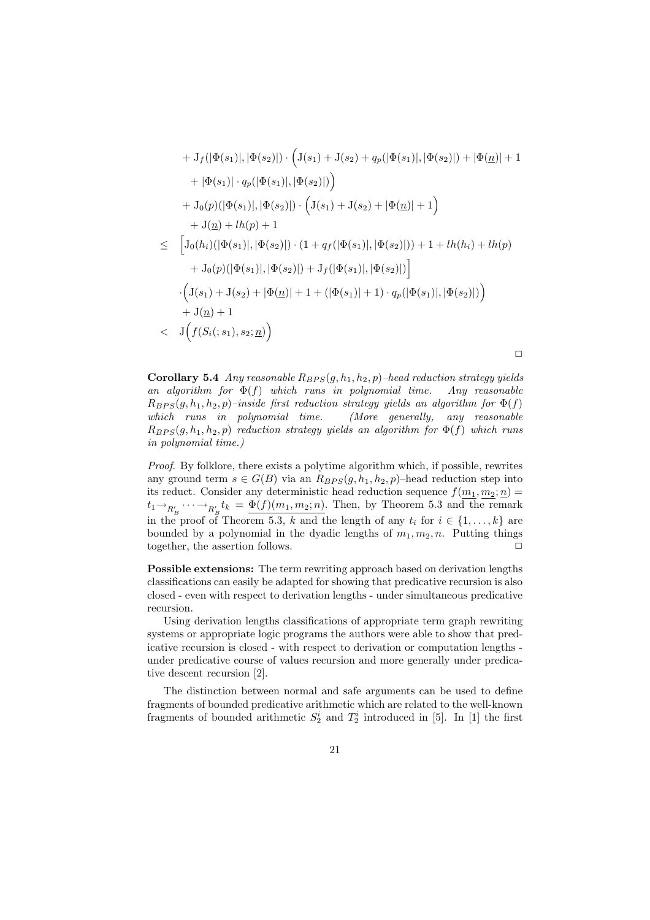$$
\begin{aligned}
& + \mathrm{J}_f(|\Phi(s_1)|, |\Phi(s_2)|) \cdot \Big( \mathrm{J}(s_1) + \mathrm{J}(s_2) + q_p(|\Phi(s_1)|, |\Phi(s_2)|) + |\Phi(\underline{n})| + 1 \\
& \quad + |\Phi(s_1)| \cdot q_p(|\Phi(s_1)|, |\Phi(s_2)|) \Big) \\
& + \mathrm{J}_0(p)(|\Phi(s_1)|, |\Phi(s_2)|) \cdot \Big( \mathrm{J}(s_1) + \mathrm{J}(s_2) + |\Phi(\underline{n})| + 1 \Big) \\
& \quad + \mathrm{J}(\underline{n}) + lh(p) + 1 \\
\leq \quad & \Big[ \mathrm{J}_0(h_i)(|\Phi(s_1)|, |\Phi(s_2)|) \cdot (1 + q_f(|\Phi(s_1)|, |\Phi(s_2)|)) + 1 + lh(h_i) + lh(p) \\
& \quad + \mathrm{J}_0(p)(|\Phi(s_1)|, |\Phi(s_2)|) + \mathrm{J}_f(|\Phi(s_1)|, |\Phi(s_2)|) \Big] \\
& \cdot \Big( \mathrm{J}(s_1) + \mathrm{J}(s_2) + |\Phi(\underline{n})| + 1 + (|\Phi(s_1)| + 1) \cdot q_p(|\Phi(s_1)|, |\Phi(s_2)|) \Big) \\
& + \mathrm{J}(\underline{n}) + 1 \\
< \quad & \mathrm{J}\Big( f(S_i(;s_1), s_2; \underline{n}) \Big)
\end{aligned}
$$

□

**Corollary 5.4** *Any reasonable $R_{BPS}(g, h_1, h_2, p)$–head reduction strategy yields an algorithm for $\Phi(f)$ which runs in polynomial time. Any reasonable $R_{BPS}(g, h_1, h_2, p)$–inside first reduction strategy yields an algorithm for $\Phi(f)$ which runs in polynomial time. (More generally, any reasonable $R_{BPS}(g, h_1, h_2, p)$ reduction strategy yields an algorithm for $\Phi(f)$ which runs in polynomial time.)*

*Proof.* By folklore, there exists a polytime algorithm which, if possible, rewrites any ground term $s \in G(B)$ via an $R_{BPS}(g, h_1, h_2, p)$–head reduction step into its reduct. Consider any deterministic head reduction sequence $f(\underline{m_1}, \underline{m_2}; \underline{n}) = t_1 \rightarrow_{R'_B} \cdots \rightarrow_{R'_B} t_k = \underline{\Phi(f)(m_1, m_2; n)}$. Then, by Theorem 5.3 and the remark in the proof of Theorem 5.3, $k$ and the length of any $t_i$ for $i \in \{1, \ldots, k\}$ are bounded by a polynomial in the dyadic lengths of $m_1, m_2, n$. Putting things together, the assertion follows. □

**Possible extensions:** The term rewriting approach based on derivation lengths classifications can easily be adapted for showing that predicative recursion is also closed - even with respect to derivation lengths - under simultaneous predicative recursion.

Using derivation lengths classifications of appropriate term graph rewriting systems or appropriate logic programs the authors were able to show that predicative recursion is closed - with respect to derivation or computation lengths - under predicative course of values recursion and more generally under predicative descent recursion [2].

The distinction between normal and safe arguments can be used to define fragments of bounded predicative arithmetic which are related to the well-known fragments of bounded arithmetic $S^i_2$ and $T^i_2$ introduced in [5]. In [1] the first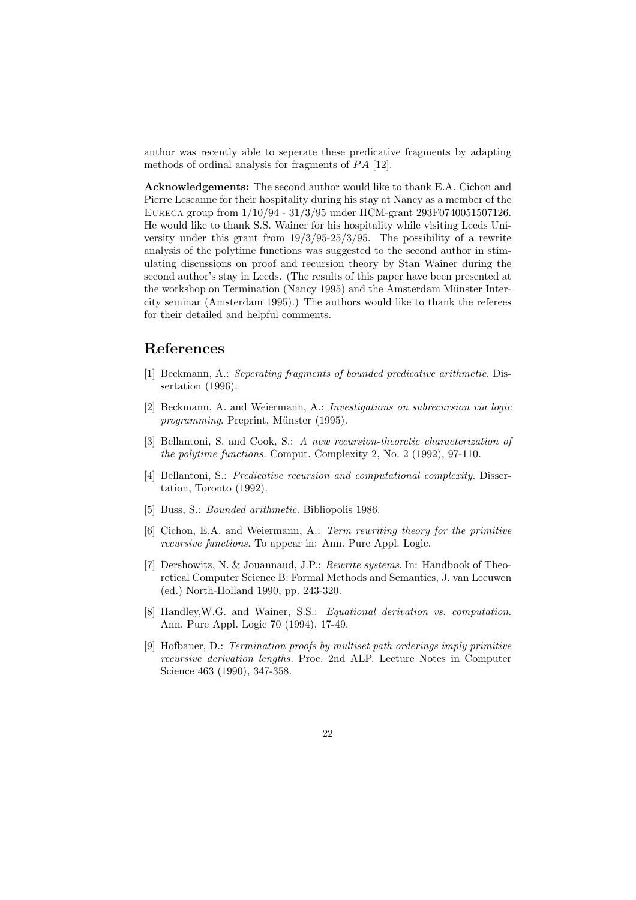author was recently able to seperate these predicative fragments by adapting methods of ordinal analysis for fragments of $PA$ [12].

**Acknowledgements:** The second author would like to thank E.A. Cichon and Pierre Lescanne for their hospitality during his stay at Nancy as a member of the Eureca group from 1/10/94 - 31/3/95 under HCM-grant 293F0740051507126. He would like to thank S.S. Wainer for his hospitality while visiting Leeds University under this grant from 19/3/95-25/3/95. The possibility of a rewrite analysis of the polytime functions was suggested to the second author in stimulating discussions on proof and recursion theory by Stan Wainer during the second author's stay in Leeds. (The results of this paper have been presented at the workshop on Termination (Nancy 1995) and the Amsterdam Münster Intercity seminar (Amsterdam 1995).) The authors would like to thank the referees for their detailed and helpful comments.

# References

[1] Beckmann, A.: *Seperating fragments of bounded predicative arithmetic*. Dissertation (1996).

[2] Beckmann, A. and Weiermann, A.: *Investigations on subrecursion via logic programming*. Preprint, Münster (1995).

[3] Bellantoni, S. and Cook, S.: *A new recursion-theoretic characterization of the polytime functions.* Comput. Complexity 2, No. 2 (1992), 97-110.

[4] Bellantoni, S.: *Predicative recursion and computational complexity*. Dissertation, Toronto (1992).

[5] Buss, S.: *Bounded arithmetic*. Bibliopolis 1986.

[6] Cichon, E.A. and Weiermann, A.: *Term rewriting theory for the primitive recursive functions.* To appear in: Ann. Pure Appl. Logic.

[7] Dershowitz, N. & Jouannaud, J.P.: *Rewrite systems*. In: Handbook of Theoretical Computer Science B: Formal Methods and Semantics, J. van Leeuwen (ed.) North-Holland 1990, pp. 243-320.

[8] Handley,W.G. and Wainer, S.S.: *Equational derivation vs. computation*. Ann. Pure Appl. Logic 70 (1994), 17-49.

[9] Hofbauer, D.: *Termination proofs by multiset path orderings imply primitive recursive derivation lengths.* Proc. 2nd ALP. Lecture Notes in Computer Science 463 (1990), 347-358.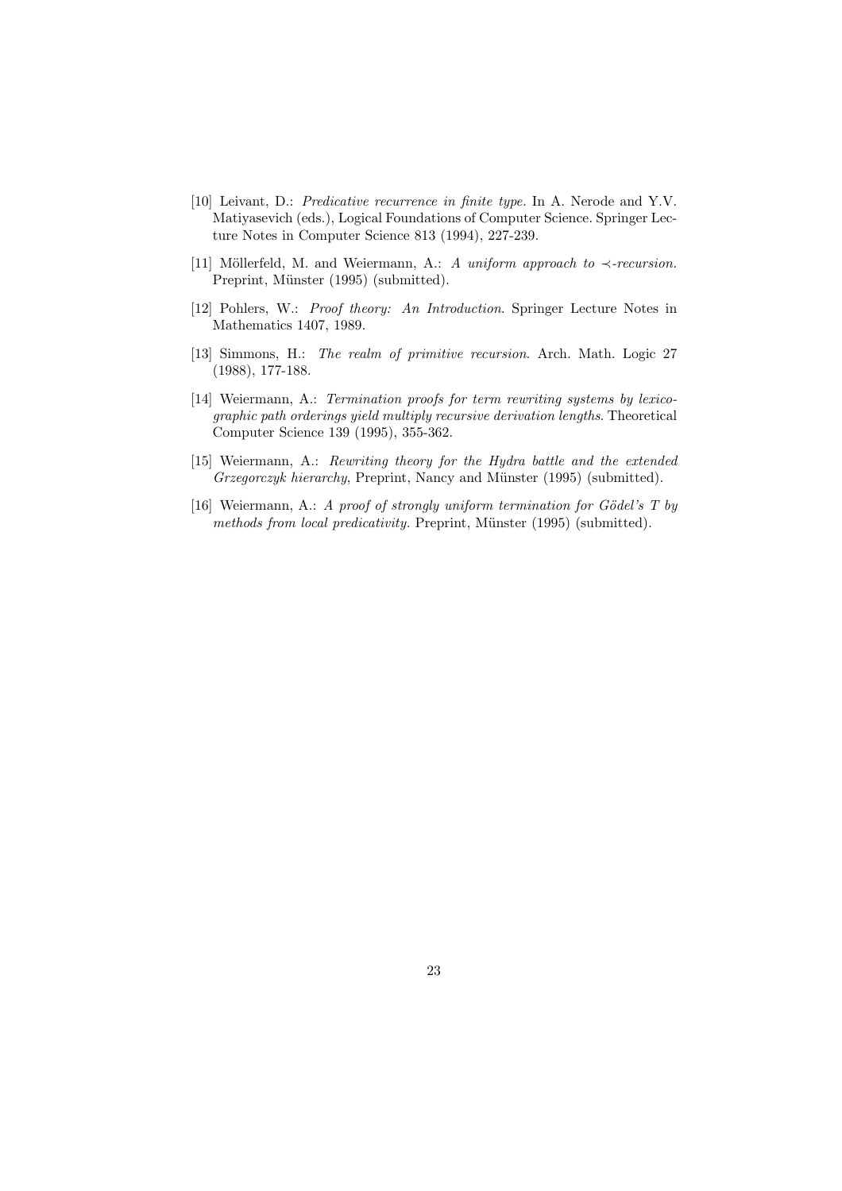[10] Leivant, D.: *Predicative recurrence in finite type*. In A. Nerode and Y.V. Matiyasevich (eds.), Logical Foundations of Computer Science. Springer Lecture Notes in Computer Science 813 (1994), 227-239.

[11] Möllerfeld, M. and Weiermann, A.: *A uniform approach to $\prec$-recursion.* Preprint, Münster (1995) (submitted).

[12] Pohlers, W.: *Proof theory: An Introduction*. Springer Lecture Notes in Mathematics 1407, 1989.

[13] Simmons, H.: *The realm of primitive recursion*. Arch. Math. Logic 27 (1988), 177-188.

[14] Weiermann, A.: *Termination proofs for term rewriting systems by lexicographic path orderings yield multiply recursive derivation lengths*. Theoretical Computer Science 139 (1995), 355-362.

[15] Weiermann, A.: *Rewriting theory for the Hydra battle and the extended Grzegorczyk hierarchy*, Preprint, Nancy and Münster (1995) (submitted).

[16] Weiermann, A.: *A proof of strongly uniform termination for Gödel's T by methods from local predicativity.* Preprint, Münster (1995) (submitted).